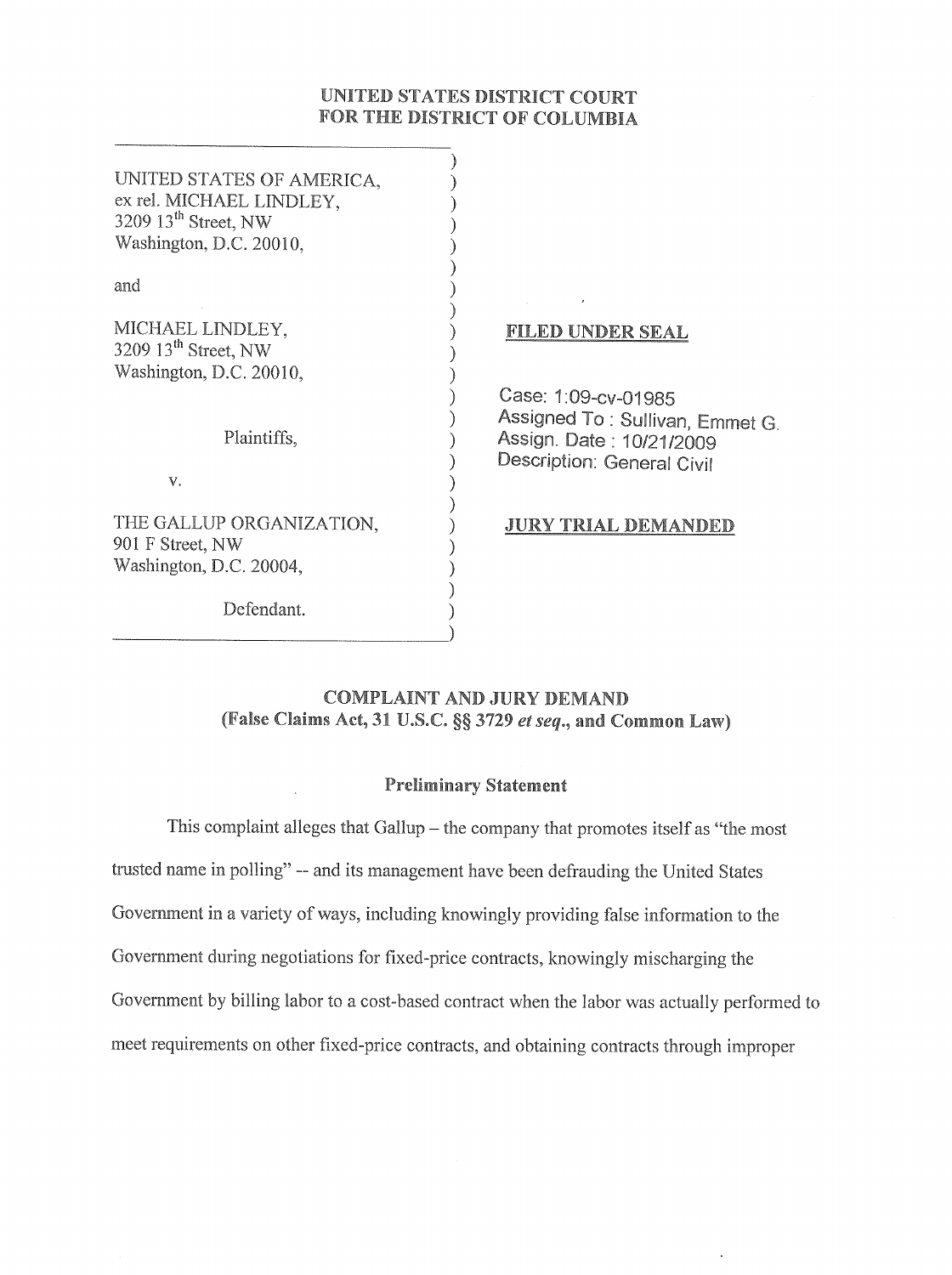# UNITED STATES DISTRICT COURT
# FOR THE DISTRICT OF COLUMBIA

UNITED STATES OF AMERICA,
ex rel. MICHAEL LINDLEY,
3209 13th Street, NW
Washington, D.C. 20010,

and

MICHAEL LINDLEY,
3209 13th Street, NW
Washington, D.C. 20010,

Plaintiffs,

v.

THE GALLUP ORGANIZATION,
901 F Street, NW
Washington, D.C. 20004,

Defendant.

**FILED UNDER SEAL**

Case: 1:09-cv-01985
Assigned To : Sullivan, Emmet G.
Assign. Date : 10/21/2009
Description: General Civil

**JURY TRIAL DEMANDED**

## COMPLAINT AND JURY DEMAND
## (False Claims Act, 31 U.S.C. §§ 3729 *et seq.*, and Common Law)

### Preliminary Statement

This complaint alleges that Gallup – the company that promotes itself as "the most trusted name in polling" -- and its management have been defrauding the United States Government in a variety of ways, including knowingly providing false information to the Government during negotiations for fixed-price contracts, knowingly mischarging the Government by billing labor to a cost-based contract when the labor was actually performed to meet requirements on other fixed-price contracts, and obtaining contracts through improper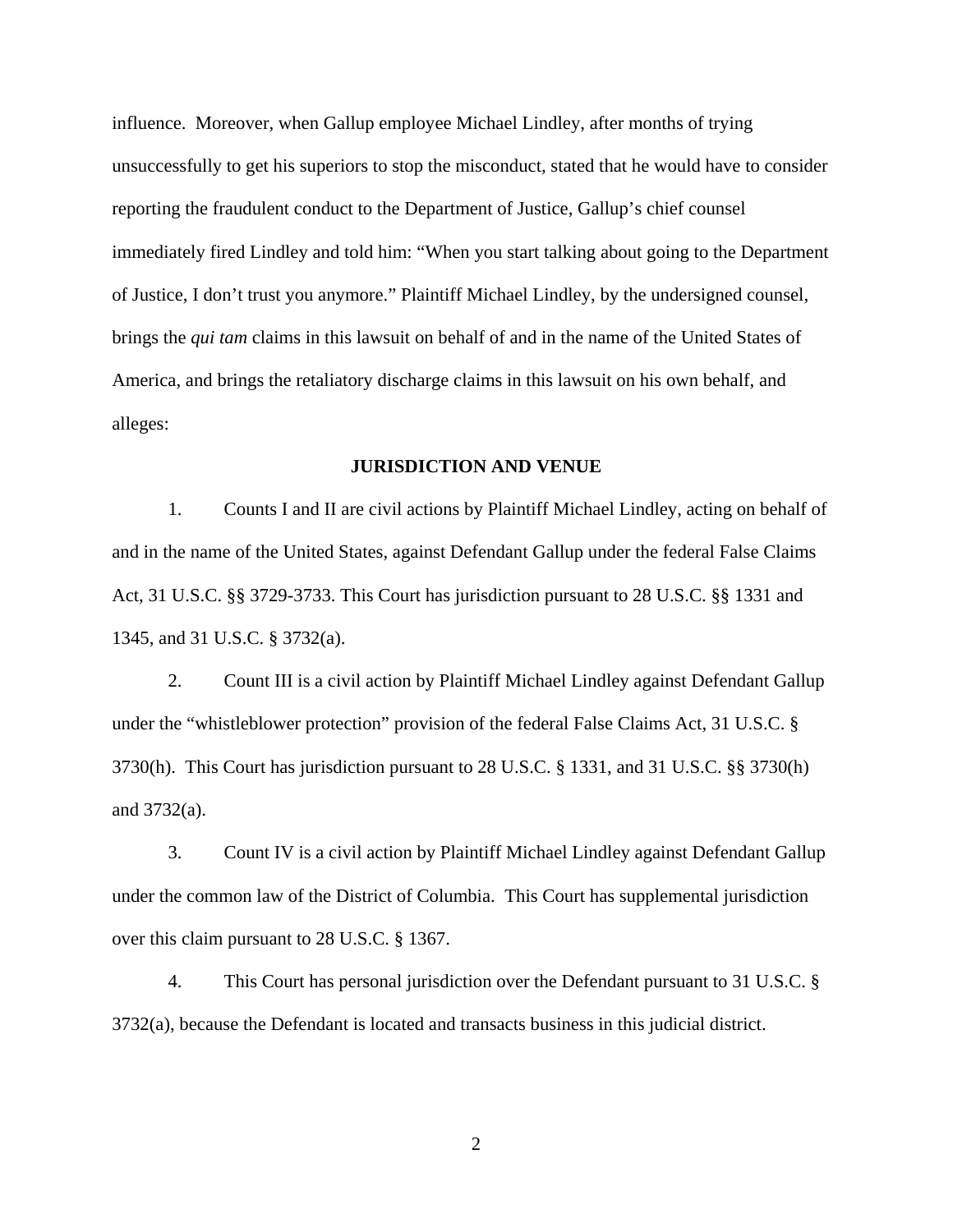influence. Moreover, when Gallup employee Michael Lindley, after months of trying unsuccessfully to get his superiors to stop the misconduct, stated that he would have to consider reporting the fraudulent conduct to the Department of Justice, Gallup's chief counsel immediately fired Lindley and told him: "When you start talking about going to the Department of Justice, I don't trust you anymore." Plaintiff Michael Lindley, by the undersigned counsel, brings the *qui tam* claims in this lawsuit on behalf of and in the name of the United States of America, and brings the retaliatory discharge claims in this lawsuit on his own behalf, and alleges:

## JURISDICTION AND VENUE

1. Counts I and II are civil actions by Plaintiff Michael Lindley, acting on behalf of and in the name of the United States, against Defendant Gallup under the federal False Claims Act, 31 U.S.C. §§ 3729-3733. This Court has jurisdiction pursuant to 28 U.S.C. §§ 1331 and 1345, and 31 U.S.C. § 3732(a).

2. Count III is a civil action by Plaintiff Michael Lindley against Defendant Gallup under the "whistleblower protection" provision of the federal False Claims Act, 31 U.S.C. § 3730(h). This Court has jurisdiction pursuant to 28 U.S.C. § 1331, and 31 U.S.C. §§ 3730(h) and 3732(a).

3. Count IV is a civil action by Plaintiff Michael Lindley against Defendant Gallup under the common law of the District of Columbia. This Court has supplemental jurisdiction over this claim pursuant to 28 U.S.C. § 1367.

4. This Court has personal jurisdiction over the Defendant pursuant to 31 U.S.C. § 3732(a), because the Defendant is located and transacts business in this judicial district.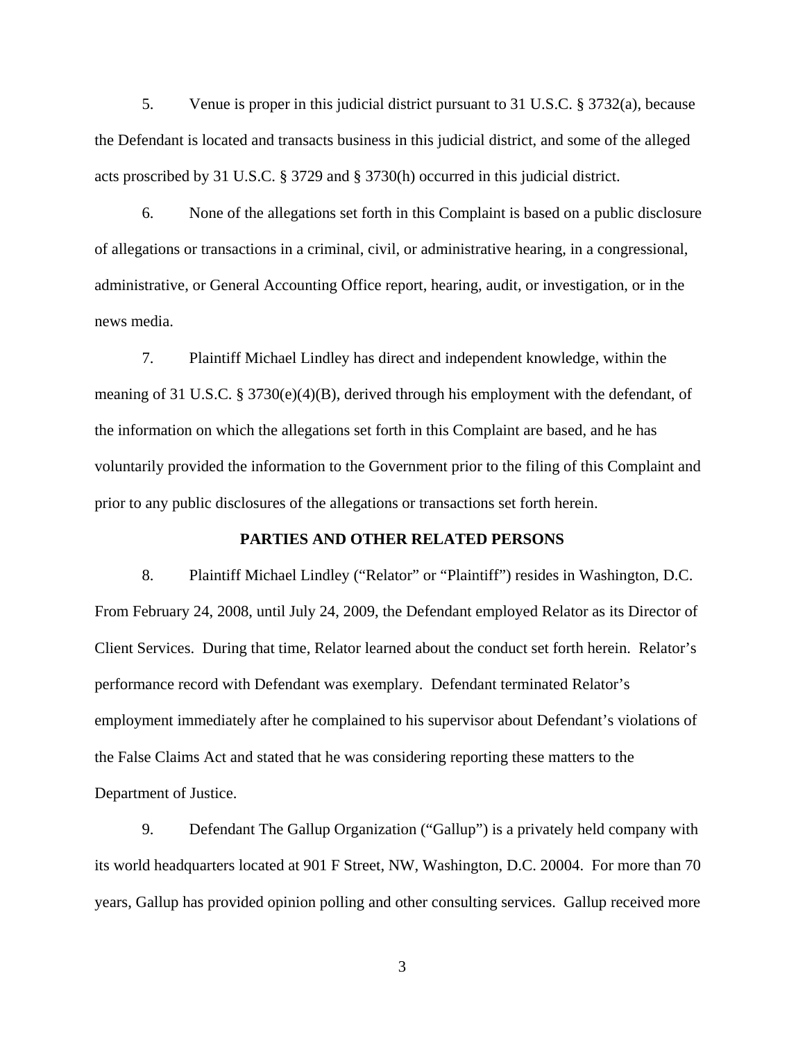5. Venue is proper in this judicial district pursuant to 31 U.S.C. § 3732(a), because the Defendant is located and transacts business in this judicial district, and some of the alleged acts proscribed by 31 U.S.C. § 3729 and § 3730(h) occurred in this judicial district.

6. None of the allegations set forth in this Complaint is based on a public disclosure of allegations or transactions in a criminal, civil, or administrative hearing, in a congressional, administrative, or General Accounting Office report, hearing, audit, or investigation, or in the news media.

7. Plaintiff Michael Lindley has direct and independent knowledge, within the meaning of 31 U.S.C. § 3730(e)(4)(B), derived through his employment with the defendant, of the information on which the allegations set forth in this Complaint are based, and he has voluntarily provided the information to the Government prior to the filing of this Complaint and prior to any public disclosures of the allegations or transactions set forth herein.

**PARTIES AND OTHER RELATED PERSONS**

8. Plaintiff Michael Lindley ("Relator" or "Plaintiff") resides in Washington, D.C. From February 24, 2008, until July 24, 2009, the Defendant employed Relator as its Director of Client Services. During that time, Relator learned about the conduct set forth herein. Relator's performance record with Defendant was exemplary. Defendant terminated Relator's employment immediately after he complained to his supervisor about Defendant's violations of the False Claims Act and stated that he was considering reporting these matters to the Department of Justice.

9. Defendant The Gallup Organization ("Gallup") is a privately held company with its world headquarters located at 901 F Street, NW, Washington, D.C. 20004. For more than 70 years, Gallup has provided opinion polling and other consulting services. Gallup received more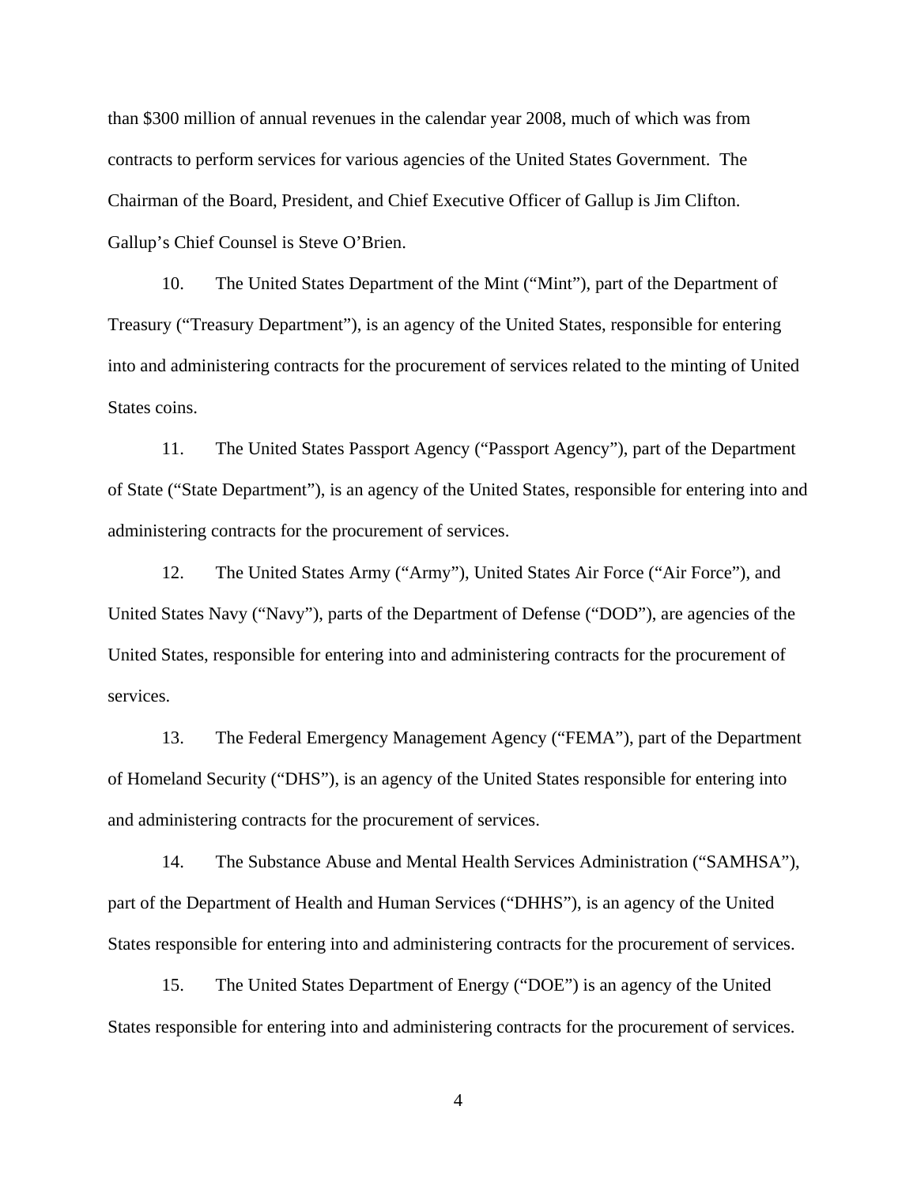than $300 million of annual revenues in the calendar year 2008, much of which was from contracts to perform services for various agencies of the United States Government. The Chairman of the Board, President, and Chief Executive Officer of Gallup is Jim Clifton. Gallup's Chief Counsel is Steve O'Brien.

10. The United States Department of the Mint ("Mint"), part of the Department of Treasury ("Treasury Department"), is an agency of the United States, responsible for entering into and administering contracts for the procurement of services related to the minting of United States coins.

11. The United States Passport Agency ("Passport Agency"), part of the Department of State ("State Department"), is an agency of the United States, responsible for entering into and administering contracts for the procurement of services.

12. The United States Army ("Army"), United States Air Force ("Air Force"), and United States Navy ("Navy"), parts of the Department of Defense ("DOD"), are agencies of the United States, responsible for entering into and administering contracts for the procurement of services.

13. The Federal Emergency Management Agency ("FEMA"), part of the Department of Homeland Security ("DHS"), is an agency of the United States responsible for entering into and administering contracts for the procurement of services.

14. The Substance Abuse and Mental Health Services Administration ("SAMHSA"), part of the Department of Health and Human Services ("DHHS"), is an agency of the United States responsible for entering into and administering contracts for the procurement of services.

15. The United States Department of Energy ("DOE") is an agency of the United States responsible for entering into and administering contracts for the procurement of services.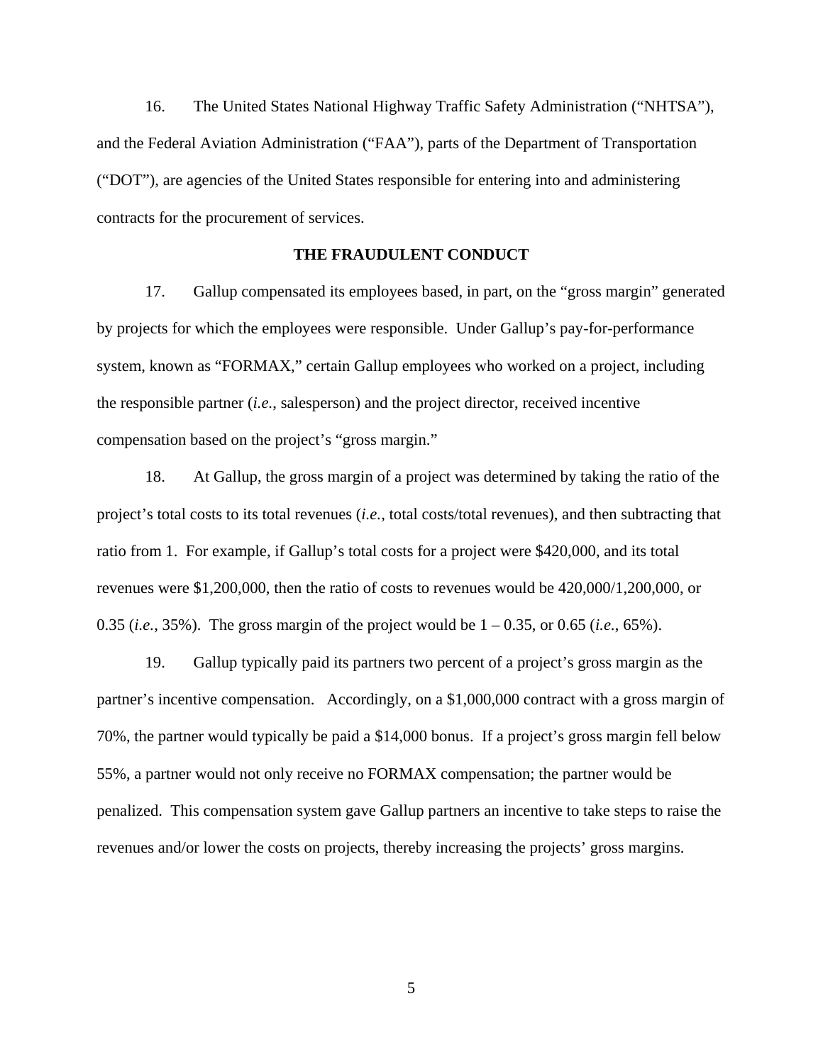16. The United States National Highway Traffic Safety Administration ("NHTSA"), and the Federal Aviation Administration ("FAA"), parts of the Department of Transportation ("DOT"), are agencies of the United States responsible for entering into and administering contracts for the procurement of services.

## THE FRAUDULENT CONDUCT

17. Gallup compensated its employees based, in part, on the "gross margin" generated by projects for which the employees were responsible. Under Gallup's pay-for-performance system, known as "FORMAX," certain Gallup employees who worked on a project, including the responsible partner (*i.e.*, salesperson) and the project director, received incentive compensation based on the project's "gross margin."

18. At Gallup, the gross margin of a project was determined by taking the ratio of the project's total costs to its total revenues (*i.e.*, total costs/total revenues), and then subtracting that ratio from 1. For example, if Gallup's total costs for a project were $420,000, and its total revenues were $1,200,000, then the ratio of costs to revenues would be 420,000/1,200,000, or 0.35 (*i.e.*, 35%). The gross margin of the project would be 1 – 0.35, or 0.65 (*i.e.*, 65%).

19. Gallup typically paid its partners two percent of a project's gross margin as the partner's incentive compensation. Accordingly, on a $1,000,000 contract with a gross margin of 70%, the partner would typically be paid a $14,000 bonus. If a project's gross margin fell below 55%, a partner would not only receive no FORMAX compensation; the partner would be penalized. This compensation system gave Gallup partners an incentive to take steps to raise the revenues and/or lower the costs on projects, thereby increasing the projects' gross margins.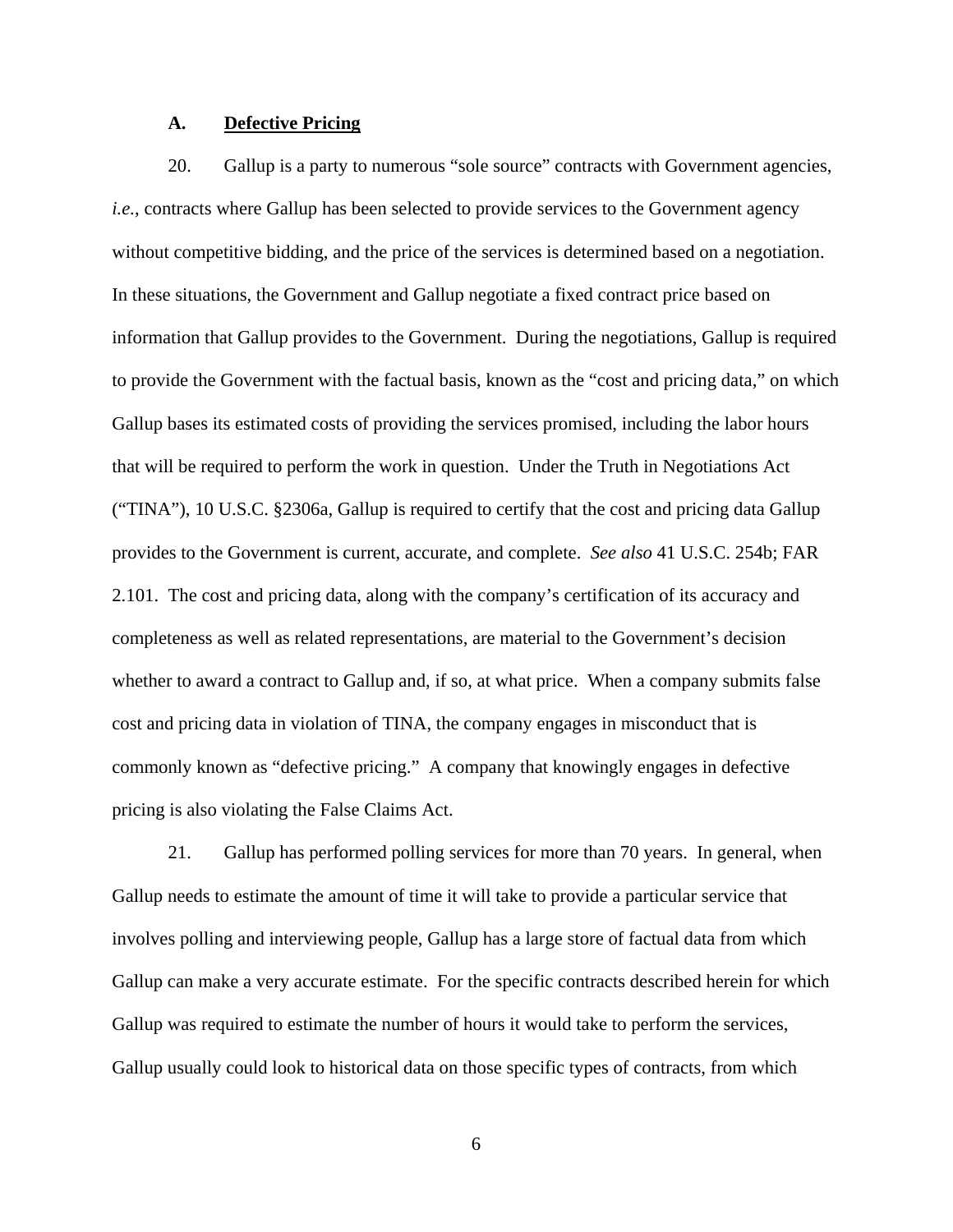### A. **Defective Pricing**

20. Gallup is a party to numerous "sole source" contracts with Government agencies, *i.e.*, contracts where Gallup has been selected to provide services to the Government agency without competitive bidding, and the price of the services is determined based on a negotiation. In these situations, the Government and Gallup negotiate a fixed contract price based on information that Gallup provides to the Government. During the negotiations, Gallup is required to provide the Government with the factual basis, known as the "cost and pricing data," on which Gallup bases its estimated costs of providing the services promised, including the labor hours that will be required to perform the work in question. Under the Truth in Negotiations Act ("TINA"), 10 U.S.C. §2306a, Gallup is required to certify that the cost and pricing data Gallup provides to the Government is current, accurate, and complete. *See also* 41 U.S.C. 254b; FAR 2.101. The cost and pricing data, along with the company's certification of its accuracy and completeness as well as related representations, are material to the Government's decision whether to award a contract to Gallup and, if so, at what price. When a company submits false cost and pricing data in violation of TINA, the company engages in misconduct that is commonly known as "defective pricing." A company that knowingly engages in defective pricing is also violating the False Claims Act.

21. Gallup has performed polling services for more than 70 years. In general, when Gallup needs to estimate the amount of time it will take to provide a particular service that involves polling and interviewing people, Gallup has a large store of factual data from which Gallup can make a very accurate estimate. For the specific contracts described herein for which Gallup was required to estimate the number of hours it would take to perform the services, Gallup usually could look to historical data on those specific types of contracts, from which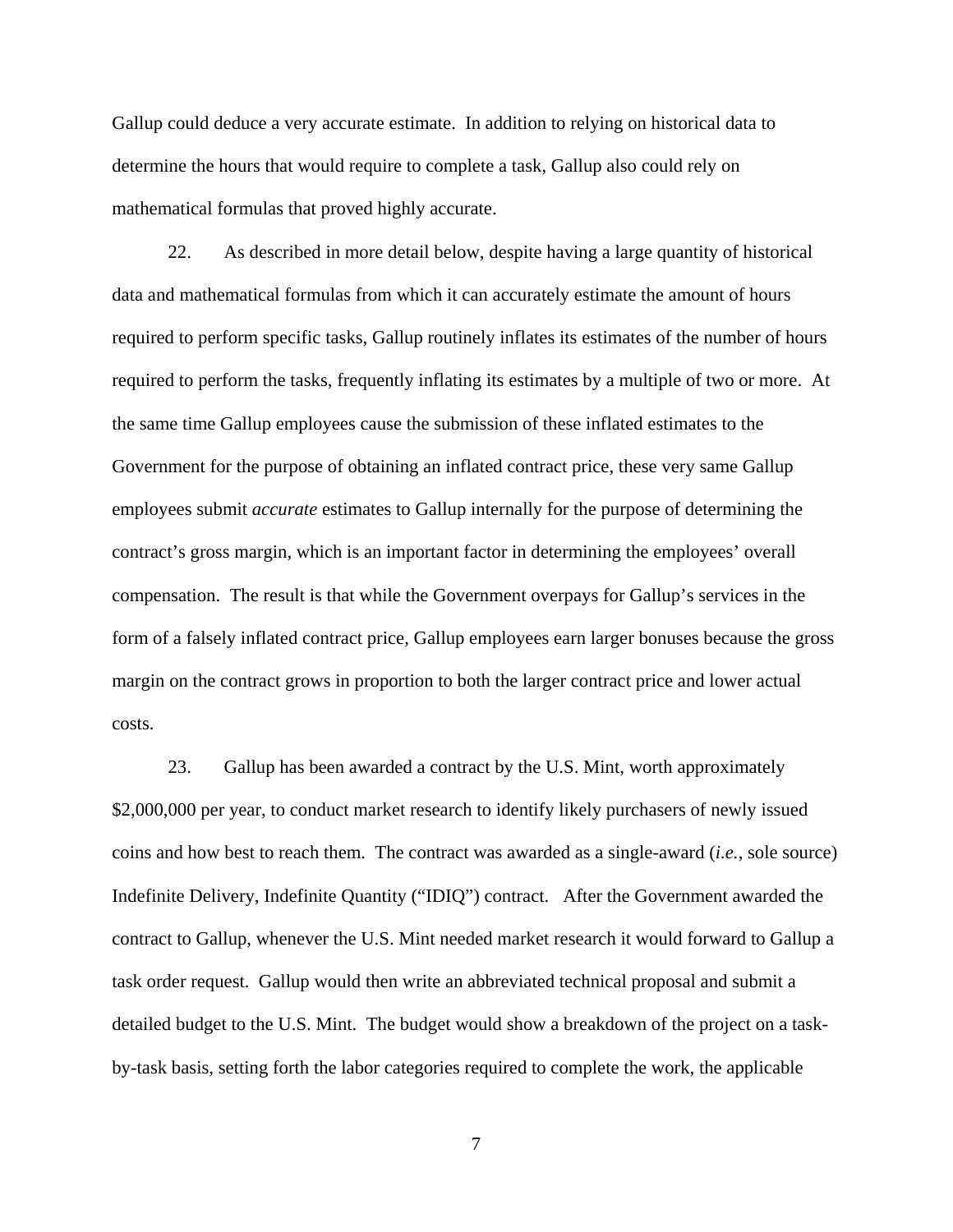Gallup could deduce a very accurate estimate. In addition to relying on historical data to determine the hours that would require to complete a task, Gallup also could rely on mathematical formulas that proved highly accurate.

22. As described in more detail below, despite having a large quantity of historical data and mathematical formulas from which it can accurately estimate the amount of hours required to perform specific tasks, Gallup routinely inflates its estimates of the number of hours required to perform the tasks, frequently inflating its estimates by a multiple of two or more. At the same time Gallup employees cause the submission of these inflated estimates to the Government for the purpose of obtaining an inflated contract price, these very same Gallup employees submit *accurate* estimates to Gallup internally for the purpose of determining the contract's gross margin, which is an important factor in determining the employees' overall compensation. The result is that while the Government overpays for Gallup's services in the form of a falsely inflated contract price, Gallup employees earn larger bonuses because the gross margin on the contract grows in proportion to both the larger contract price and lower actual costs.

23. Gallup has been awarded a contract by the U.S. Mint, worth approximately $2,000,000 per year, to conduct market research to identify likely purchasers of newly issued coins and how best to reach them. The contract was awarded as a single-award (*i.e.*, sole source) Indefinite Delivery, Indefinite Quantity ("IDIQ") contract. After the Government awarded the contract to Gallup, whenever the U.S. Mint needed market research it would forward to Gallup a task order request. Gallup would then write an abbreviated technical proposal and submit a detailed budget to the U.S. Mint. The budget would show a breakdown of the project on a task-by-task basis, setting forth the labor categories required to complete the work, the applicable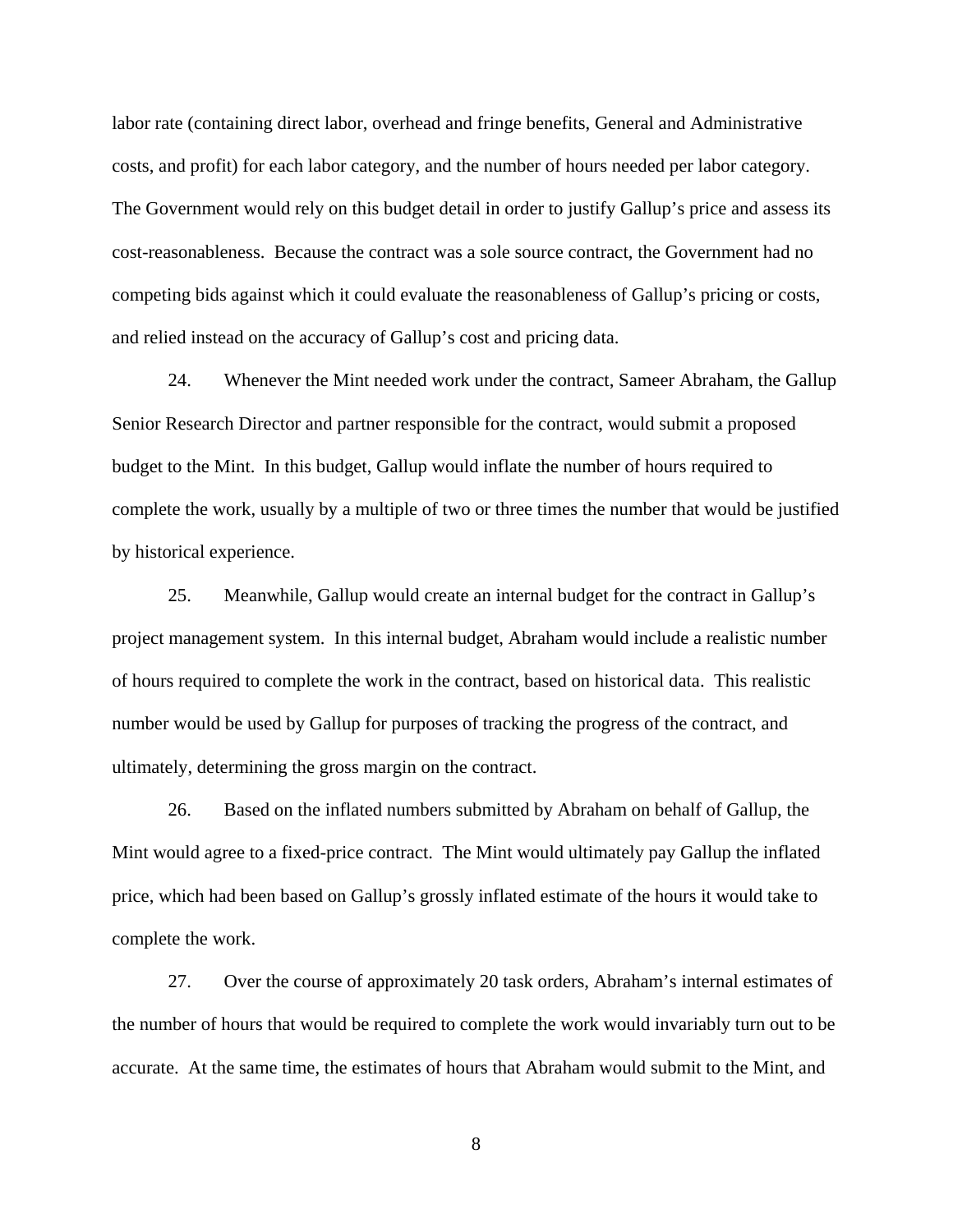labor rate (containing direct labor, overhead and fringe benefits, General and Administrative costs, and profit) for each labor category, and the number of hours needed per labor category. The Government would rely on this budget detail in order to justify Gallup's price and assess its cost-reasonableness. Because the contract was a sole source contract, the Government had no competing bids against which it could evaluate the reasonableness of Gallup's pricing or costs, and relied instead on the accuracy of Gallup's cost and pricing data.

24. Whenever the Mint needed work under the contract, Sameer Abraham, the Gallup Senior Research Director and partner responsible for the contract, would submit a proposed budget to the Mint. In this budget, Gallup would inflate the number of hours required to complete the work, usually by a multiple of two or three times the number that would be justified by historical experience.

25. Meanwhile, Gallup would create an internal budget for the contract in Gallup's project management system. In this internal budget, Abraham would include a realistic number of hours required to complete the work in the contract, based on historical data. This realistic number would be used by Gallup for purposes of tracking the progress of the contract, and ultimately, determining the gross margin on the contract.

26. Based on the inflated numbers submitted by Abraham on behalf of Gallup, the Mint would agree to a fixed-price contract. The Mint would ultimately pay Gallup the inflated price, which had been based on Gallup's grossly inflated estimate of the hours it would take to complete the work.

27. Over the course of approximately 20 task orders, Abraham's internal estimates of the number of hours that would be required to complete the work would invariably turn out to be accurate. At the same time, the estimates of hours that Abraham would submit to the Mint, and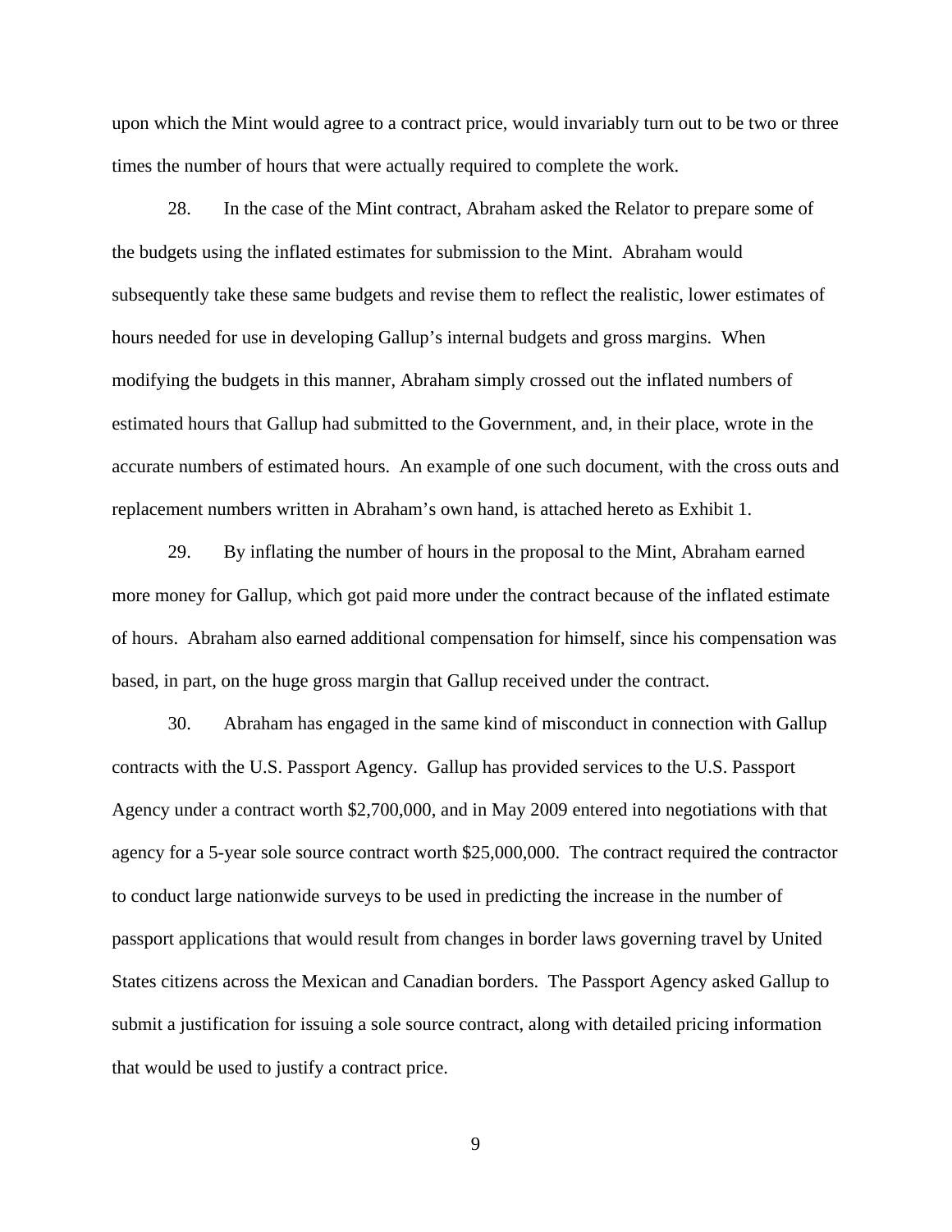upon which the Mint would agree to a contract price, would invariably turn out to be two or three times the number of hours that were actually required to complete the work.

28. In the case of the Mint contract, Abraham asked the Relator to prepare some of the budgets using the inflated estimates for submission to the Mint. Abraham would subsequently take these same budgets and revise them to reflect the realistic, lower estimates of hours needed for use in developing Gallup's internal budgets and gross margins. When modifying the budgets in this manner, Abraham simply crossed out the inflated numbers of estimated hours that Gallup had submitted to the Government, and, in their place, wrote in the accurate numbers of estimated hours. An example of one such document, with the cross outs and replacement numbers written in Abraham's own hand, is attached hereto as Exhibit 1.

29. By inflating the number of hours in the proposal to the Mint, Abraham earned more money for Gallup, which got paid more under the contract because of the inflated estimate of hours. Abraham also earned additional compensation for himself, since his compensation was based, in part, on the huge gross margin that Gallup received under the contract.

30. Abraham has engaged in the same kind of misconduct in connection with Gallup contracts with the U.S. Passport Agency. Gallup has provided services to the U.S. Passport Agency under a contract worth $2,700,000, and in May 2009 entered into negotiations with that agency for a 5-year sole source contract worth $25,000,000. The contract required the contractor to conduct large nationwide surveys to be used in predicting the increase in the number of passport applications that would result from changes in border laws governing travel by United States citizens across the Mexican and Canadian borders. The Passport Agency asked Gallup to submit a justification for issuing a sole source contract, along with detailed pricing information that would be used to justify a contract price.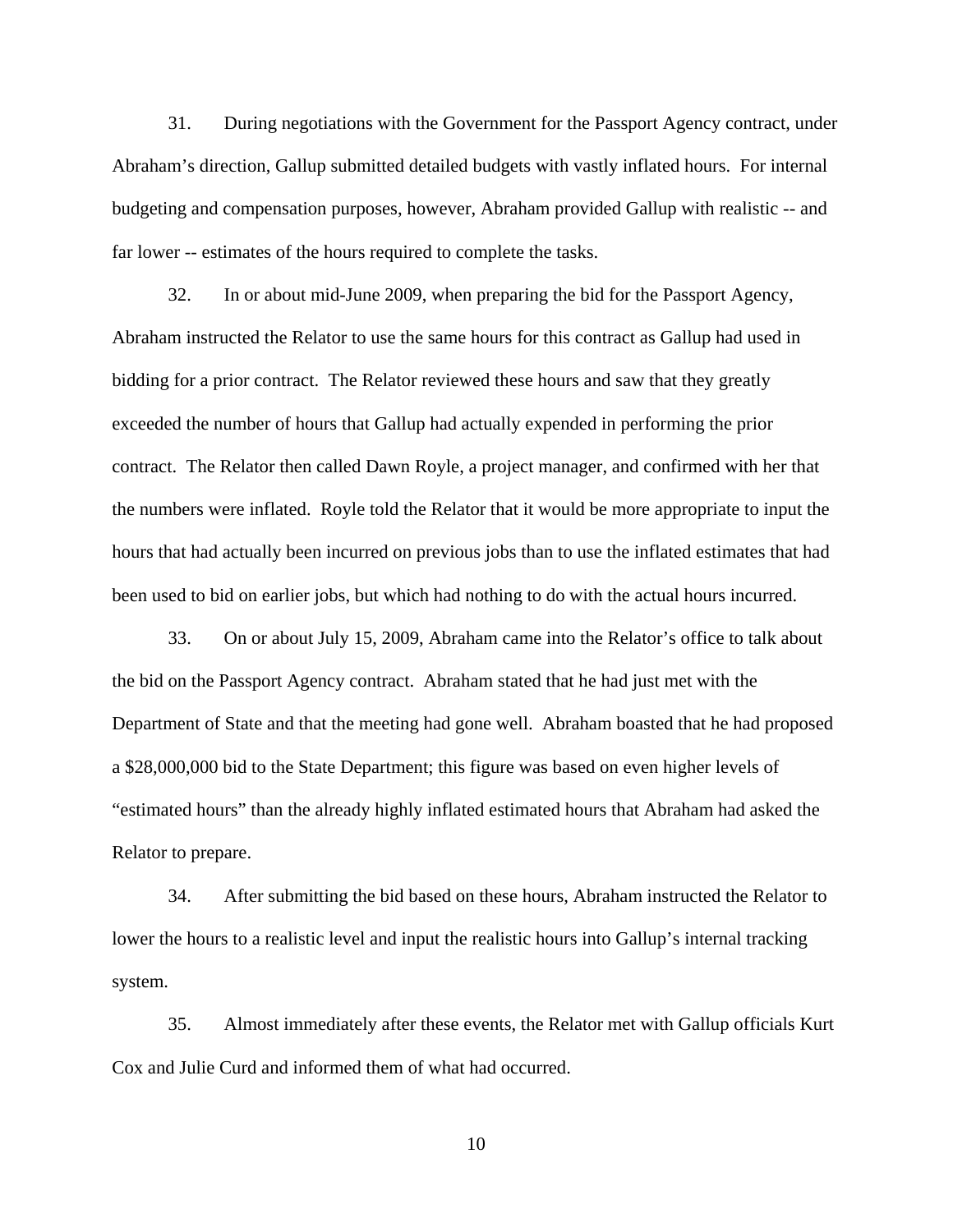31. During negotiations with the Government for the Passport Agency contract, under Abraham's direction, Gallup submitted detailed budgets with vastly inflated hours. For internal budgeting and compensation purposes, however, Abraham provided Gallup with realistic -- and far lower -- estimates of the hours required to complete the tasks.

32. In or about mid-June 2009, when preparing the bid for the Passport Agency, Abraham instructed the Relator to use the same hours for this contract as Gallup had used in bidding for a prior contract. The Relator reviewed these hours and saw that they greatly exceeded the number of hours that Gallup had actually expended in performing the prior contract. The Relator then called Dawn Royle, a project manager, and confirmed with her that the numbers were inflated. Royle told the Relator that it would be more appropriate to input the hours that had actually been incurred on previous jobs than to use the inflated estimates that had been used to bid on earlier jobs, but which had nothing to do with the actual hours incurred.

33. On or about July 15, 2009, Abraham came into the Relator's office to talk about the bid on the Passport Agency contract. Abraham stated that he had just met with the Department of State and that the meeting had gone well. Abraham boasted that he had proposed a $28,000,000 bid to the State Department; this figure was based on even higher levels of "estimated hours" than the already highly inflated estimated hours that Abraham had asked the Relator to prepare.

34. After submitting the bid based on these hours, Abraham instructed the Relator to lower the hours to a realistic level and input the realistic hours into Gallup's internal tracking system.

35. Almost immediately after these events, the Relator met with Gallup officials Kurt Cox and Julie Curd and informed them of what had occurred.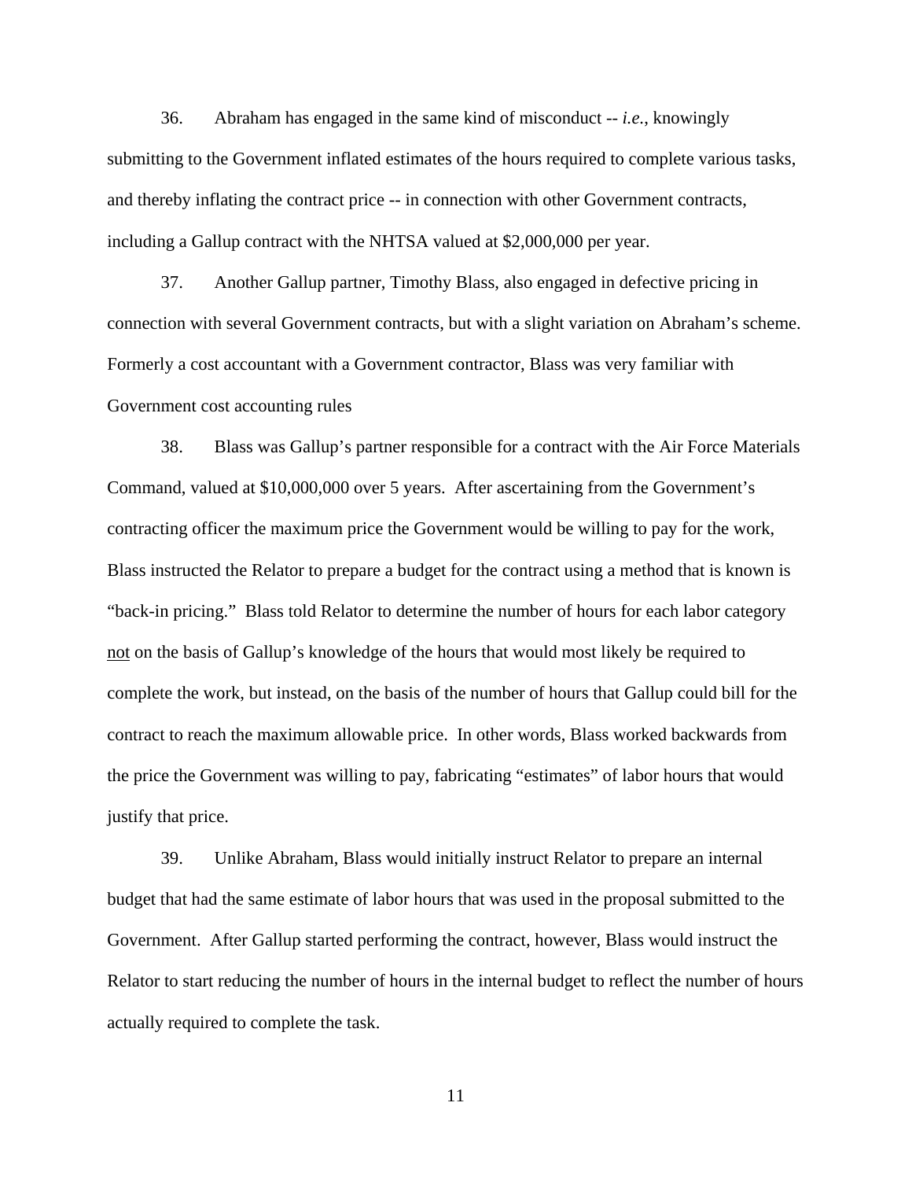36. Abraham has engaged in the same kind of misconduct -- *i.e.*, knowingly submitting to the Government inflated estimates of the hours required to complete various tasks, and thereby inflating the contract price -- in connection with other Government contracts, including a Gallup contract with the NHTSA valued at $2,000,000 per year.

37. Another Gallup partner, Timothy Blass, also engaged in defective pricing in connection with several Government contracts, but with a slight variation on Abraham's scheme. Formerly a cost accountant with a Government contractor, Blass was very familiar with Government cost accounting rules

38. Blass was Gallup's partner responsible for a contract with the Air Force Materials Command, valued at $10,000,000 over 5 years. After ascertaining from the Government's contracting officer the maximum price the Government would be willing to pay for the work, Blass instructed the Relator to prepare a budget for the contract using a method that is known is "back-in pricing." Blass told Relator to determine the number of hours for each labor category <u>not</u> on the basis of Gallup's knowledge of the hours that would most likely be required to complete the work, but instead, on the basis of the number of hours that Gallup could bill for the contract to reach the maximum allowable price. In other words, Blass worked backwards from the price the Government was willing to pay, fabricating "estimates" of labor hours that would justify that price.

39. Unlike Abraham, Blass would initially instruct Relator to prepare an internal budget that had the same estimate of labor hours that was used in the proposal submitted to the Government. After Gallup started performing the contract, however, Blass would instruct the Relator to start reducing the number of hours in the internal budget to reflect the number of hours actually required to complete the task.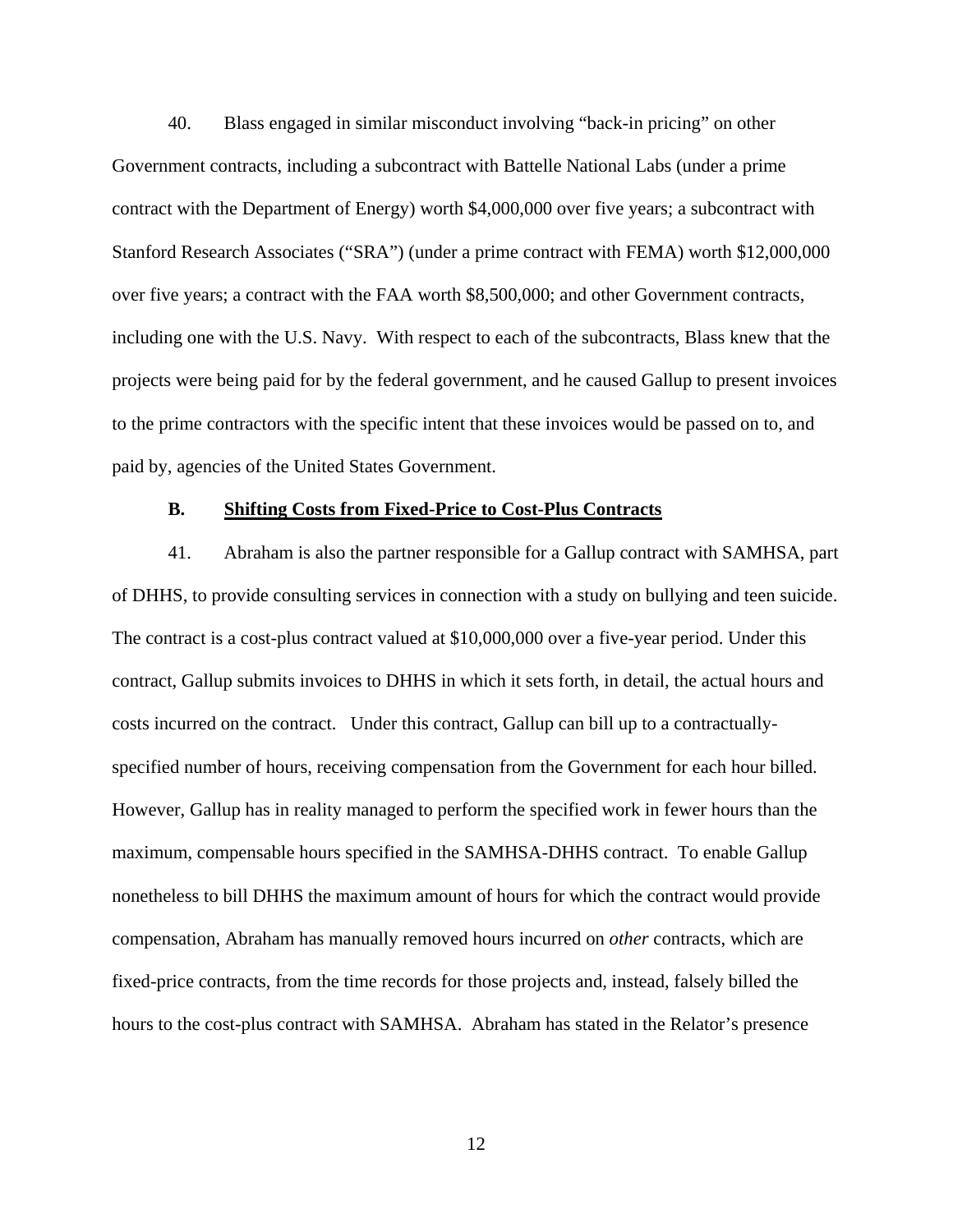40. Blass engaged in similar misconduct involving "back-in pricing" on other Government contracts, including a subcontract with Battelle National Labs (under a prime contract with the Department of Energy) worth $4,000,000 over five years; a subcontract with Stanford Research Associates ("SRA") (under a prime contract with FEMA) worth $12,000,000 over five years; a contract with the FAA worth $8,500,000; and other Government contracts, including one with the U.S. Navy. With respect to each of the subcontracts, Blass knew that the projects were being paid for by the federal government, and he caused Gallup to present invoices to the prime contractors with the specific intent that these invoices would be passed on to, and paid by, agencies of the United States Government.

### B. <u>Shifting Costs from Fixed-Price to Cost-Plus Contracts</u>

41. Abraham is also the partner responsible for a Gallup contract with SAMHSA, part of DHHS, to provide consulting services in connection with a study on bullying and teen suicide. The contract is a cost-plus contract valued at $10,000,000 over a five-year period. Under this contract, Gallup submits invoices to DHHS in which it sets forth, in detail, the actual hours and costs incurred on the contract. Under this contract, Gallup can bill up to a contractually-specified number of hours, receiving compensation from the Government for each hour billed. However, Gallup has in reality managed to perform the specified work in fewer hours than the maximum, compensable hours specified in the SAMHSA-DHHS contract. To enable Gallup nonetheless to bill DHHS the maximum amount of hours for which the contract would provide compensation, Abraham has manually removed hours incurred on *other* contracts, which are fixed-price contracts, from the time records for those projects and, instead, falsely billed the hours to the cost-plus contract with SAMHSA. Abraham has stated in the Relator's presence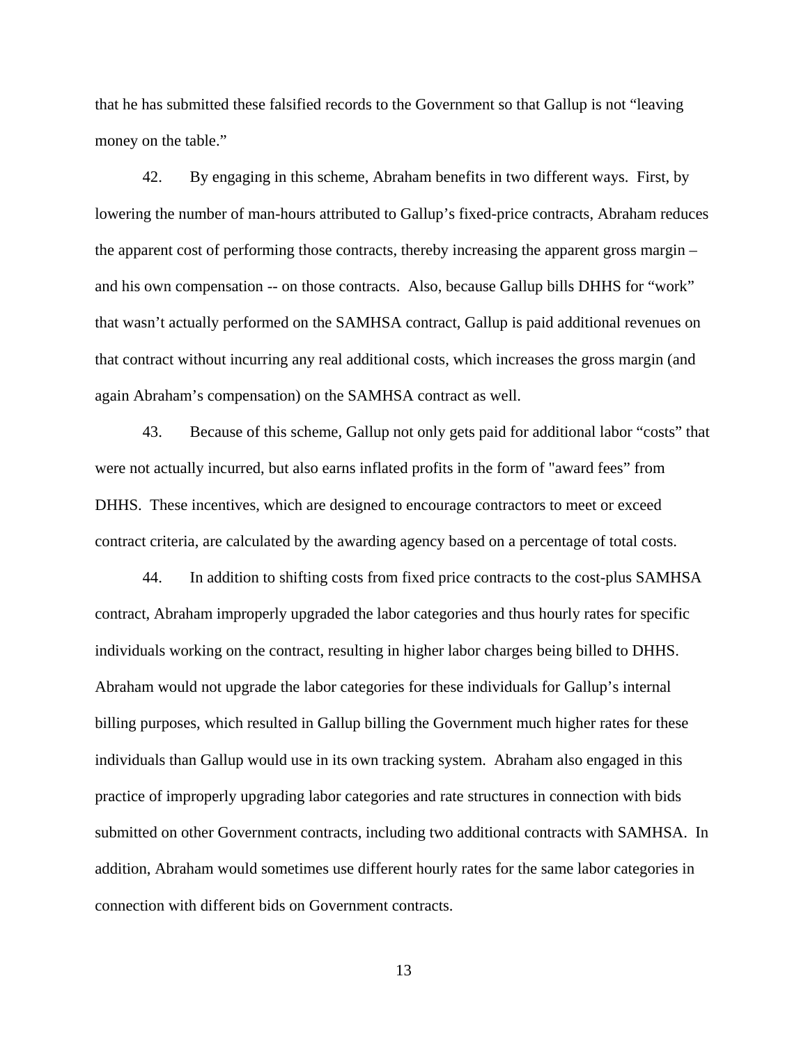that he has submitted these falsified records to the Government so that Gallup is not "leaving money on the table."

42. By engaging in this scheme, Abraham benefits in two different ways. First, by lowering the number of man-hours attributed to Gallup's fixed-price contracts, Abraham reduces the apparent cost of performing those contracts, thereby increasing the apparent gross margin – and his own compensation -- on those contracts. Also, because Gallup bills DHHS for "work" that wasn't actually performed on the SAMHSA contract, Gallup is paid additional revenues on that contract without incurring any real additional costs, which increases the gross margin (and again Abraham's compensation) on the SAMHSA contract as well.

43. Because of this scheme, Gallup not only gets paid for additional labor "costs" that were not actually incurred, but also earns inflated profits in the form of "award fees" from DHHS. These incentives, which are designed to encourage contractors to meet or exceed contract criteria, are calculated by the awarding agency based on a percentage of total costs.

44. In addition to shifting costs from fixed price contracts to the cost-plus SAMHSA contract, Abraham improperly upgraded the labor categories and thus hourly rates for specific individuals working on the contract, resulting in higher labor charges being billed to DHHS. Abraham would not upgrade the labor categories for these individuals for Gallup's internal billing purposes, which resulted in Gallup billing the Government much higher rates for these individuals than Gallup would use in its own tracking system. Abraham also engaged in this practice of improperly upgrading labor categories and rate structures in connection with bids submitted on other Government contracts, including two additional contracts with SAMHSA. In addition, Abraham would sometimes use different hourly rates for the same labor categories in connection with different bids on Government contracts.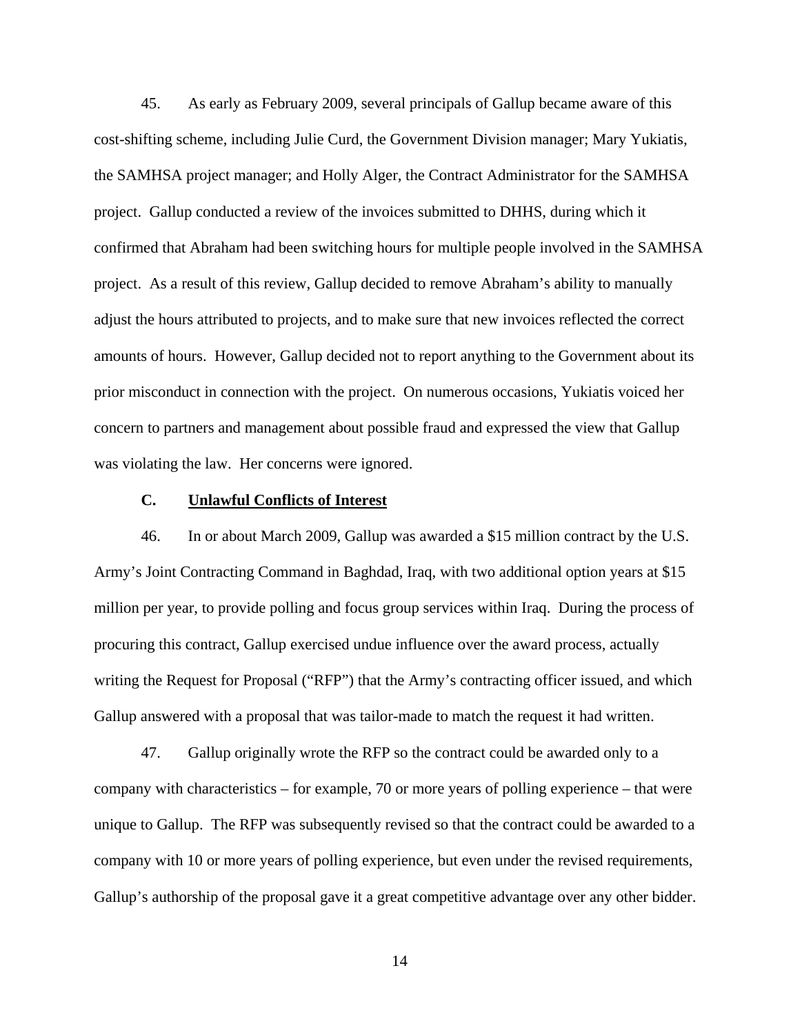45. As early as February 2009, several principals of Gallup became aware of this cost-shifting scheme, including Julie Curd, the Government Division manager; Mary Yukiatis, the SAMHSA project manager; and Holly Alger, the Contract Administrator for the SAMHSA project. Gallup conducted a review of the invoices submitted to DHHS, during which it confirmed that Abraham had been switching hours for multiple people involved in the SAMHSA project. As a result of this review, Gallup decided to remove Abraham's ability to manually adjust the hours attributed to projects, and to make sure that new invoices reflected the correct amounts of hours. However, Gallup decided not to report anything to the Government about its prior misconduct in connection with the project. On numerous occasions, Yukiatis voiced her concern to partners and management about possible fraud and expressed the view that Gallup was violating the law. Her concerns were ignored.

### C. Unlawful Conflicts of Interest

46. In or about March 2009, Gallup was awarded a $15 million contract by the U.S. Army's Joint Contracting Command in Baghdad, Iraq, with two additional option years at $15 million per year, to provide polling and focus group services within Iraq. During the process of procuring this contract, Gallup exercised undue influence over the award process, actually writing the Request for Proposal ("RFP") that the Army's contracting officer issued, and which Gallup answered with a proposal that was tailor-made to match the request it had written.

47. Gallup originally wrote the RFP so the contract could be awarded only to a company with characteristics – for example, 70 or more years of polling experience – that were unique to Gallup. The RFP was subsequently revised so that the contract could be awarded to a company with 10 or more years of polling experience, but even under the revised requirements, Gallup's authorship of the proposal gave it a great competitive advantage over any other bidder.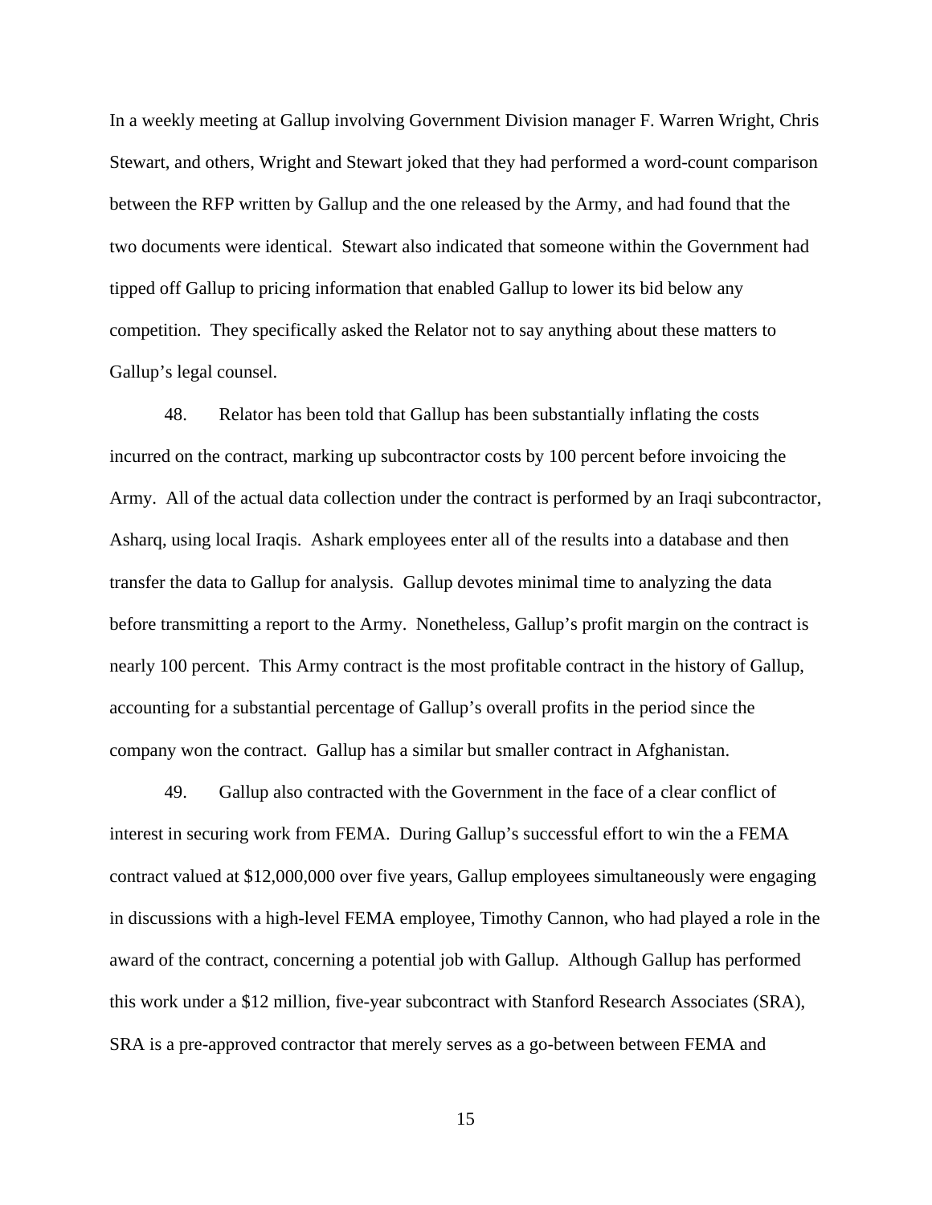In a weekly meeting at Gallup involving Government Division manager F. Warren Wright, Chris Stewart, and others, Wright and Stewart joked that they had performed a word-count comparison between the RFP written by Gallup and the one released by the Army, and had found that the two documents were identical. Stewart also indicated that someone within the Government had tipped off Gallup to pricing information that enabled Gallup to lower its bid below any competition. They specifically asked the Relator not to say anything about these matters to Gallup's legal counsel.

48. Relator has been told that Gallup has been substantially inflating the costs incurred on the contract, marking up subcontractor costs by 100 percent before invoicing the Army. All of the actual data collection under the contract is performed by an Iraqi subcontractor, Asharq, using local Iraqis. Ashark employees enter all of the results into a database and then transfer the data to Gallup for analysis. Gallup devotes minimal time to analyzing the data before transmitting a report to the Army. Nonetheless, Gallup's profit margin on the contract is nearly 100 percent. This Army contract is the most profitable contract in the history of Gallup, accounting for a substantial percentage of Gallup's overall profits in the period since the company won the contract. Gallup has a similar but smaller contract in Afghanistan.

49. Gallup also contracted with the Government in the face of a clear conflict of interest in securing work from FEMA. During Gallup's successful effort to win the a FEMA contract valued at $12,000,000 over five years, Gallup employees simultaneously were engaging in discussions with a high-level FEMA employee, Timothy Cannon, who had played a role in the award of the contract, concerning a potential job with Gallup. Although Gallup has performed this work under a $12 million, five-year subcontract with Stanford Research Associates (SRA), SRA is a pre-approved contractor that merely serves as a go-between between FEMA and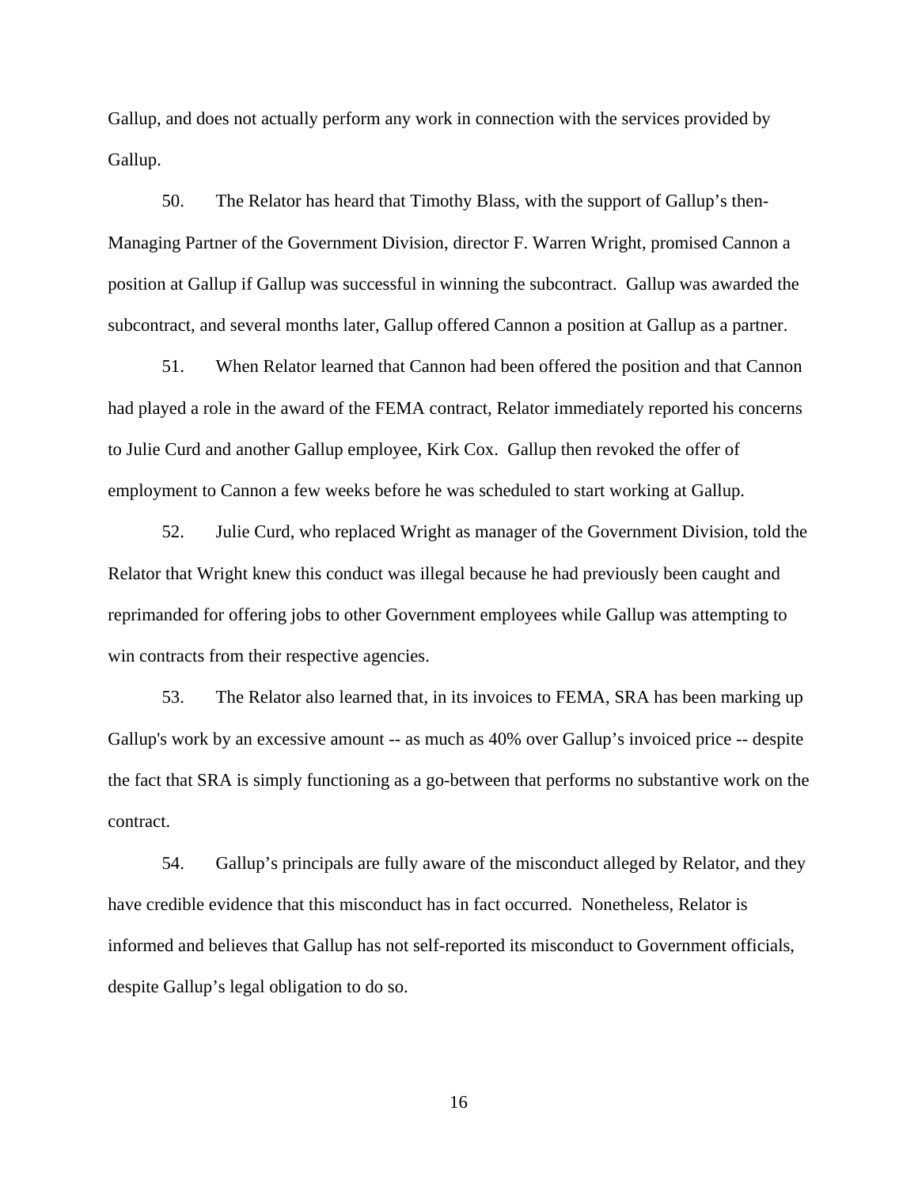Gallup, and does not actually perform any work in connection with the services provided by Gallup.

50. The Relator has heard that Timothy Blass, with the support of Gallup's then-Managing Partner of the Government Division, director F. Warren Wright, promised Cannon a position at Gallup if Gallup was successful in winning the subcontract. Gallup was awarded the subcontract, and several months later, Gallup offered Cannon a position at Gallup as a partner.

51. When Relator learned that Cannon had been offered the position and that Cannon had played a role in the award of the FEMA contract, Relator immediately reported his concerns to Julie Curd and another Gallup employee, Kirk Cox. Gallup then revoked the offer of employment to Cannon a few weeks before he was scheduled to start working at Gallup.

52. Julie Curd, who replaced Wright as manager of the Government Division, told the Relator that Wright knew this conduct was illegal because he had previously been caught and reprimanded for offering jobs to other Government employees while Gallup was attempting to win contracts from their respective agencies.

53. The Relator also learned that, in its invoices to FEMA, SRA has been marking up Gallup's work by an excessive amount -- as much as 40% over Gallup's invoiced price -- despite the fact that SRA is simply functioning as a go-between that performs no substantive work on the contract.

54. Gallup's principals are fully aware of the misconduct alleged by Relator, and they have credible evidence that this misconduct has in fact occurred. Nonetheless, Relator is informed and believes that Gallup has not self-reported its misconduct to Government officials, despite Gallup's legal obligation to do so.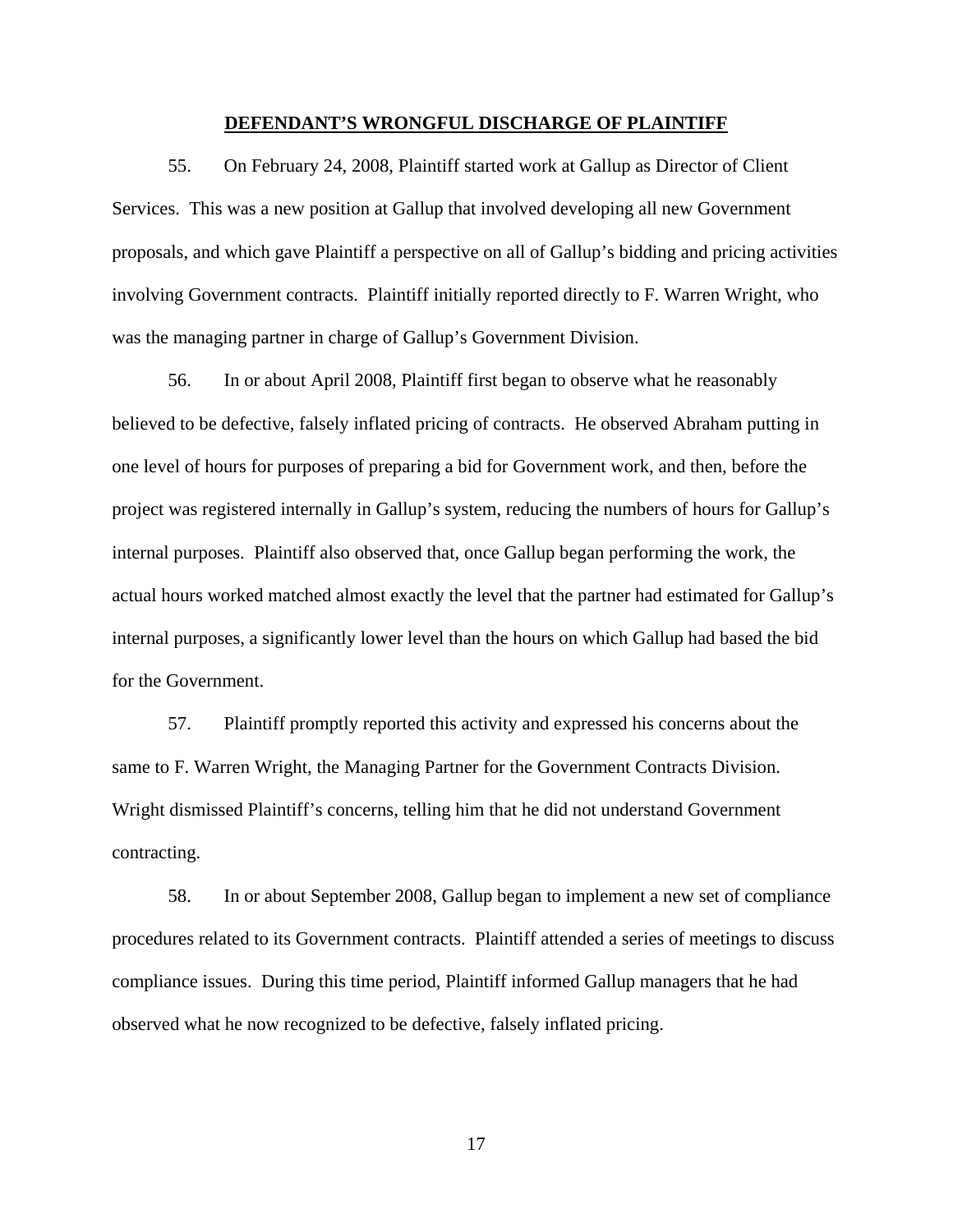## **DEFENDANT'S WRONGFUL DISCHARGE OF PLAINTIFF**

55. On February 24, 2008, Plaintiff started work at Gallup as Director of Client Services. This was a new position at Gallup that involved developing all new Government proposals, and which gave Plaintiff a perspective on all of Gallup's bidding and pricing activities involving Government contracts. Plaintiff initially reported directly to F. Warren Wright, who was the managing partner in charge of Gallup's Government Division.

56. In or about April 2008, Plaintiff first began to observe what he reasonably believed to be defective, falsely inflated pricing of contracts. He observed Abraham putting in one level of hours for purposes of preparing a bid for Government work, and then, before the project was registered internally in Gallup's system, reducing the numbers of hours for Gallup's internal purposes. Plaintiff also observed that, once Gallup began performing the work, the actual hours worked matched almost exactly the level that the partner had estimated for Gallup's internal purposes, a significantly lower level than the hours on which Gallup had based the bid for the Government.

57. Plaintiff promptly reported this activity and expressed his concerns about the same to F. Warren Wright, the Managing Partner for the Government Contracts Division. Wright dismissed Plaintiff's concerns, telling him that he did not understand Government contracting.

58. In or about September 2008, Gallup began to implement a new set of compliance procedures related to its Government contracts. Plaintiff attended a series of meetings to discuss compliance issues. During this time period, Plaintiff informed Gallup managers that he had observed what he now recognized to be defective, falsely inflated pricing.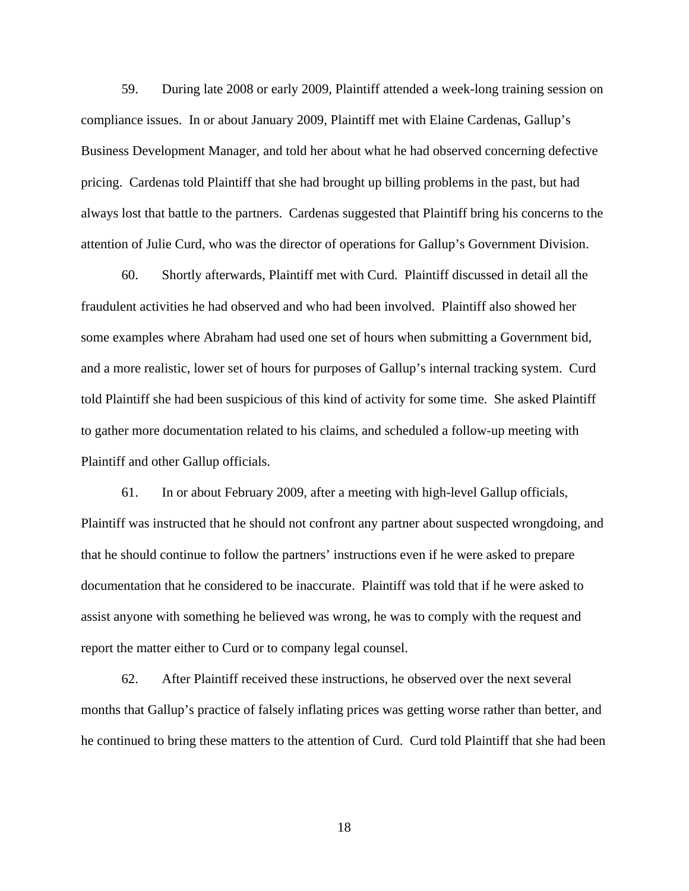59. During late 2008 or early 2009, Plaintiff attended a week-long training session on compliance issues. In or about January 2009, Plaintiff met with Elaine Cardenas, Gallup's Business Development Manager, and told her about what he had observed concerning defective pricing. Cardenas told Plaintiff that she had brought up billing problems in the past, but had always lost that battle to the partners. Cardenas suggested that Plaintiff bring his concerns to the attention of Julie Curd, who was the director of operations for Gallup's Government Division.

60. Shortly afterwards, Plaintiff met with Curd. Plaintiff discussed in detail all the fraudulent activities he had observed and who had been involved. Plaintiff also showed her some examples where Abraham had used one set of hours when submitting a Government bid, and a more realistic, lower set of hours for purposes of Gallup's internal tracking system. Curd told Plaintiff she had been suspicious of this kind of activity for some time. She asked Plaintiff to gather more documentation related to his claims, and scheduled a follow-up meeting with Plaintiff and other Gallup officials.

61. In or about February 2009, after a meeting with high-level Gallup officials, Plaintiff was instructed that he should not confront any partner about suspected wrongdoing, and that he should continue to follow the partners' instructions even if he were asked to prepare documentation that he considered to be inaccurate. Plaintiff was told that if he were asked to assist anyone with something he believed was wrong, he was to comply with the request and report the matter either to Curd or to company legal counsel.

62. After Plaintiff received these instructions, he observed over the next several months that Gallup's practice of falsely inflating prices was getting worse rather than better, and he continued to bring these matters to the attention of Curd. Curd told Plaintiff that she had been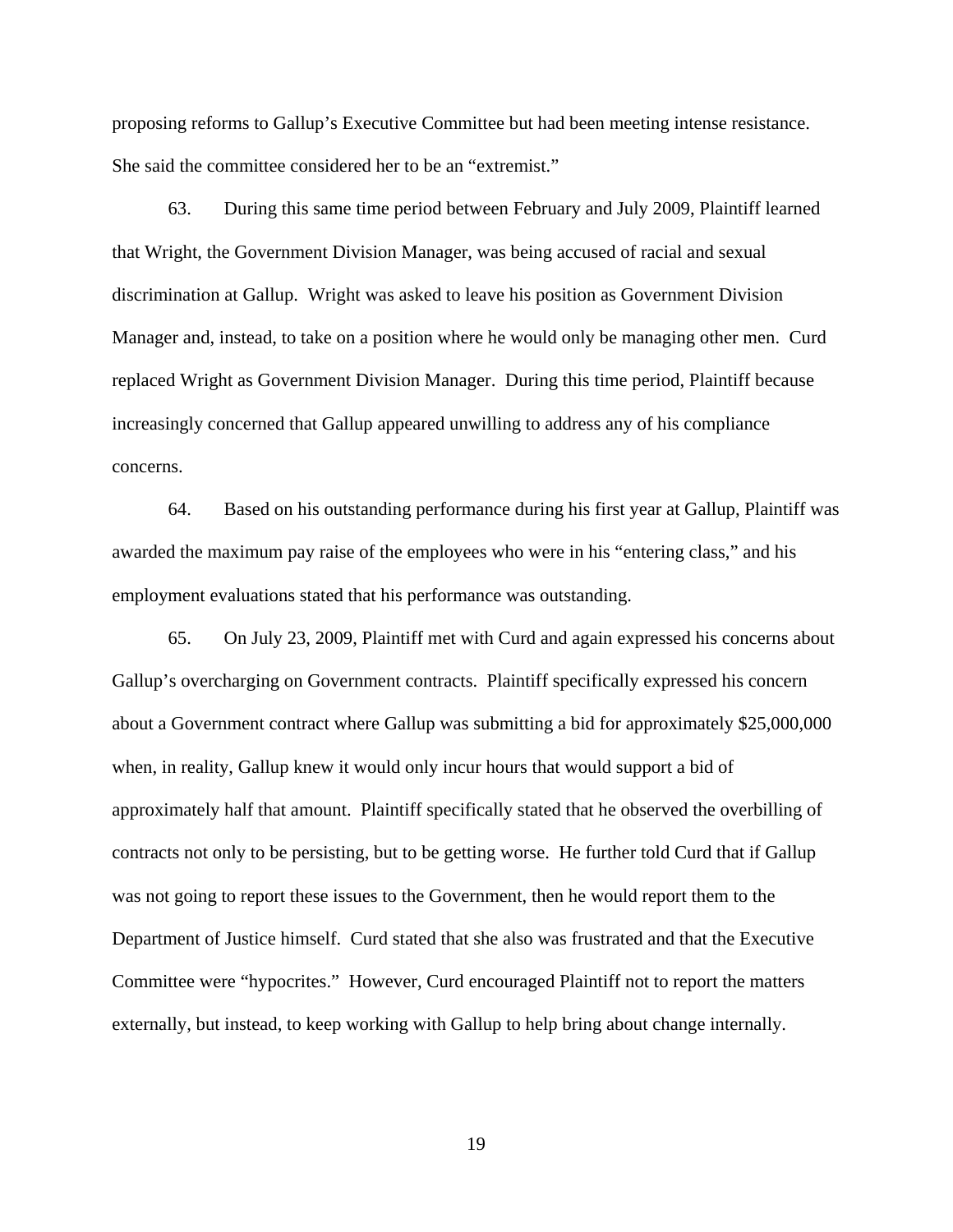proposing reforms to Gallup's Executive Committee but had been meeting intense resistance. She said the committee considered her to be an "extremist."

63. During this same time period between February and July 2009, Plaintiff learned that Wright, the Government Division Manager, was being accused of racial and sexual discrimination at Gallup. Wright was asked to leave his position as Government Division Manager and, instead, to take on a position where he would only be managing other men. Curd replaced Wright as Government Division Manager. During this time period, Plaintiff because increasingly concerned that Gallup appeared unwilling to address any of his compliance concerns.

64. Based on his outstanding performance during his first year at Gallup, Plaintiff was awarded the maximum pay raise of the employees who were in his "entering class," and his employment evaluations stated that his performance was outstanding.

65. On July 23, 2009, Plaintiff met with Curd and again expressed his concerns about Gallup's overcharging on Government contracts. Plaintiff specifically expressed his concern about a Government contract where Gallup was submitting a bid for approximately $25,000,000 when, in reality, Gallup knew it would only incur hours that would support a bid of approximately half that amount. Plaintiff specifically stated that he observed the overbilling of contracts not only to be persisting, but to be getting worse. He further told Curd that if Gallup was not going to report these issues to the Government, then he would report them to the Department of Justice himself. Curd stated that she also was frustrated and that the Executive Committee were "hypocrites." However, Curd encouraged Plaintiff not to report the matters externally, but instead, to keep working with Gallup to help bring about change internally.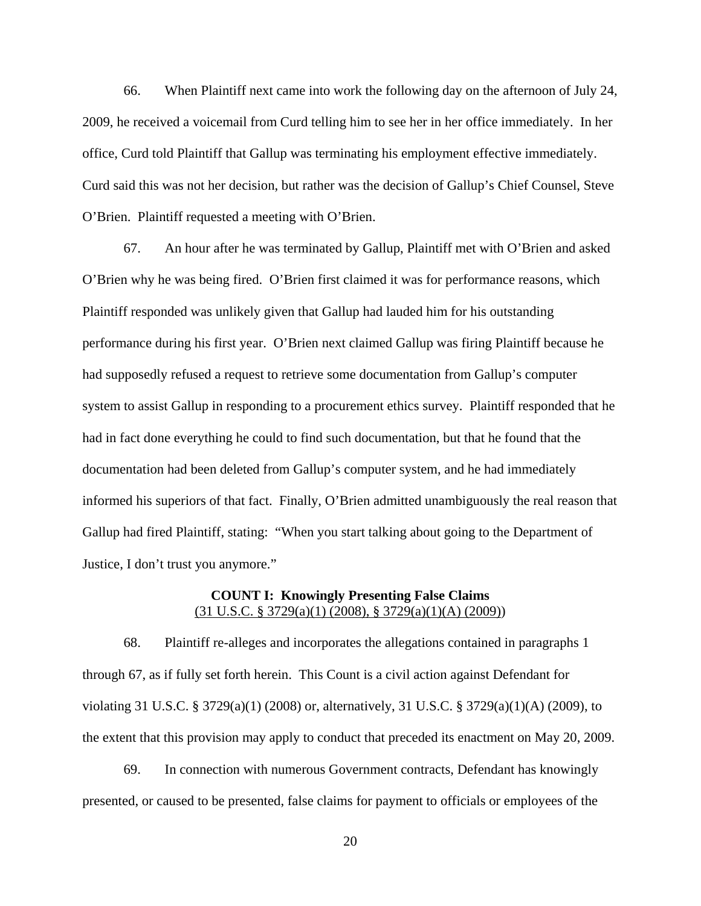66. When Plaintiff next came into work the following day on the afternoon of July 24, 2009, he received a voicemail from Curd telling him to see her in her office immediately. In her office, Curd told Plaintiff that Gallup was terminating his employment effective immediately. Curd said this was not her decision, but rather was the decision of Gallup's Chief Counsel, Steve O'Brien. Plaintiff requested a meeting with O'Brien.

67. An hour after he was terminated by Gallup, Plaintiff met with O'Brien and asked O'Brien why he was being fired. O'Brien first claimed it was for performance reasons, which Plaintiff responded was unlikely given that Gallup had lauded him for his outstanding performance during his first year. O'Brien next claimed Gallup was firing Plaintiff because he had supposedly refused a request to retrieve some documentation from Gallup's computer system to assist Gallup in responding to a procurement ethics survey. Plaintiff responded that he had in fact done everything he could to find such documentation, but that he found that the documentation had been deleted from Gallup's computer system, and he had immediately informed his superiors of that fact. Finally, O'Brien admitted unambiguously the real reason that Gallup had fired Plaintiff, stating: "When you start talking about going to the Department of Justice, I don't trust you anymore."

**COUNT I: Knowingly Presenting False Claims**
<u>(31 U.S.C. § 3729(a)(1) (2008), § 3729(a)(1)(A) (2009))</u>

68. Plaintiff re-alleges and incorporates the allegations contained in paragraphs 1 through 67, as if fully set forth herein. This Count is a civil action against Defendant for violating 31 U.S.C. § 3729(a)(1) (2008) or, alternatively, 31 U.S.C. § 3729(a)(1)(A) (2009), to the extent that this provision may apply to conduct that preceded its enactment on May 20, 2009.

69. In connection with numerous Government contracts, Defendant has knowingly presented, or caused to be presented, false claims for payment to officials or employees of the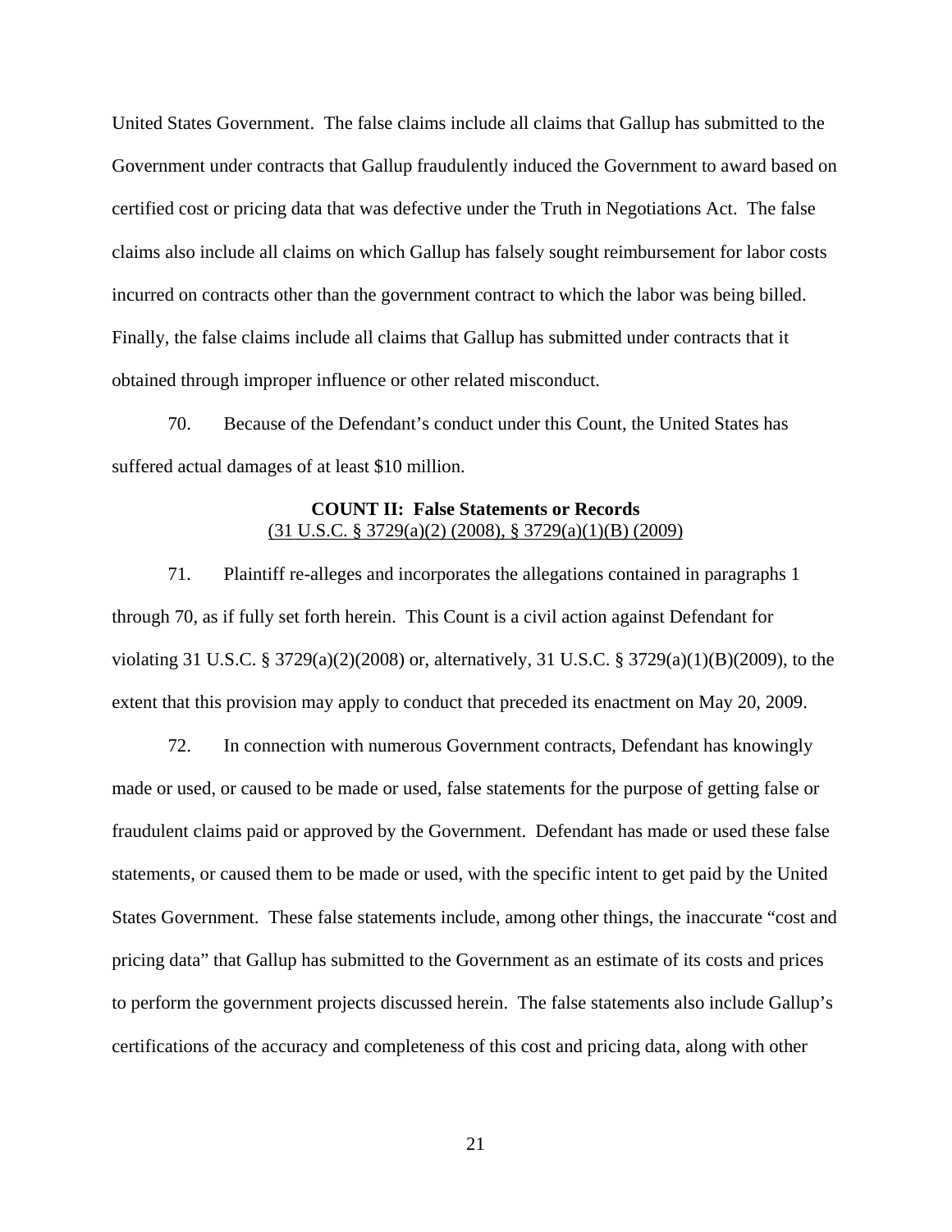United States Government. The false claims include all claims that Gallup has submitted to the Government under contracts that Gallup fraudulently induced the Government to award based on certified cost or pricing data that was defective under the Truth in Negotiations Act. The false claims also include all claims on which Gallup has falsely sought reimbursement for labor costs incurred on contracts other than the government contract to which the labor was being billed. Finally, the false claims include all claims that Gallup has submitted under contracts that it obtained through improper influence or other related misconduct.

70. Because of the Defendant's conduct under this Count, the United States has suffered actual damages of at least $10 million.

**COUNT II: False Statements or Records**
(31 U.S.C. § 3729(a)(2) (2008), § 3729(a)(1)(B) (2009)

71. Plaintiff re-alleges and incorporates the allegations contained in paragraphs 1 through 70, as if fully set forth herein. This Count is a civil action against Defendant for violating 31 U.S.C. § 3729(a)(2)(2008) or, alternatively, 31 U.S.C. § 3729(a)(1)(B)(2009), to the extent that this provision may apply to conduct that preceded its enactment on May 20, 2009.

72. In connection with numerous Government contracts, Defendant has knowingly made or used, or caused to be made or used, false statements for the purpose of getting false or fraudulent claims paid or approved by the Government. Defendant has made or used these false statements, or caused them to be made or used, with the specific intent to get paid by the United States Government. These false statements include, among other things, the inaccurate "cost and pricing data" that Gallup has submitted to the Government as an estimate of its costs and prices to perform the government projects discussed herein. The false statements also include Gallup's certifications of the accuracy and completeness of this cost and pricing data, along with other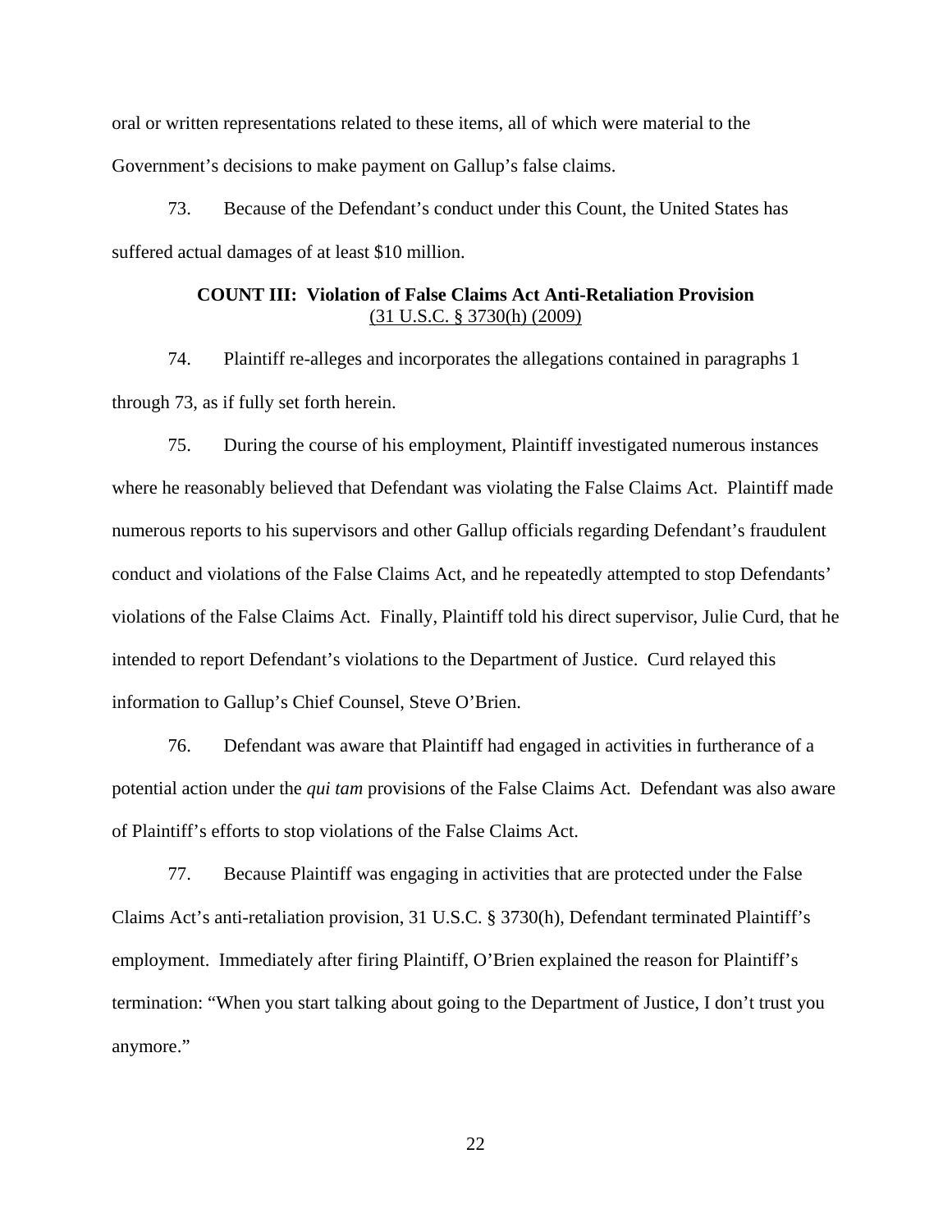oral or written representations related to these items, all of which were material to the Government's decisions to make payment on Gallup's false claims.

73. Because of the Defendant's conduct under this Count, the United States has suffered actual damages of at least $10 million.

**COUNT III: Violation of False Claims Act Anti-Retaliation Provision**
(31 U.S.C. § 3730(h) (2009)

74. Plaintiff re-alleges and incorporates the allegations contained in paragraphs 1 through 73, as if fully set forth herein.

75. During the course of his employment, Plaintiff investigated numerous instances where he reasonably believed that Defendant was violating the False Claims Act. Plaintiff made numerous reports to his supervisors and other Gallup officials regarding Defendant's fraudulent conduct and violations of the False Claims Act, and he repeatedly attempted to stop Defendants' violations of the False Claims Act. Finally, Plaintiff told his direct supervisor, Julie Curd, that he intended to report Defendant's violations to the Department of Justice. Curd relayed this information to Gallup's Chief Counsel, Steve O'Brien.

76. Defendant was aware that Plaintiff had engaged in activities in furtherance of a potential action under the *qui tam* provisions of the False Claims Act. Defendant was also aware of Plaintiff's efforts to stop violations of the False Claims Act.

77. Because Plaintiff was engaging in activities that are protected under the False Claims Act's anti-retaliation provision, 31 U.S.C. § 3730(h), Defendant terminated Plaintiff's employment. Immediately after firing Plaintiff, O'Brien explained the reason for Plaintiff's termination: "When you start talking about going to the Department of Justice, I don't trust you anymore."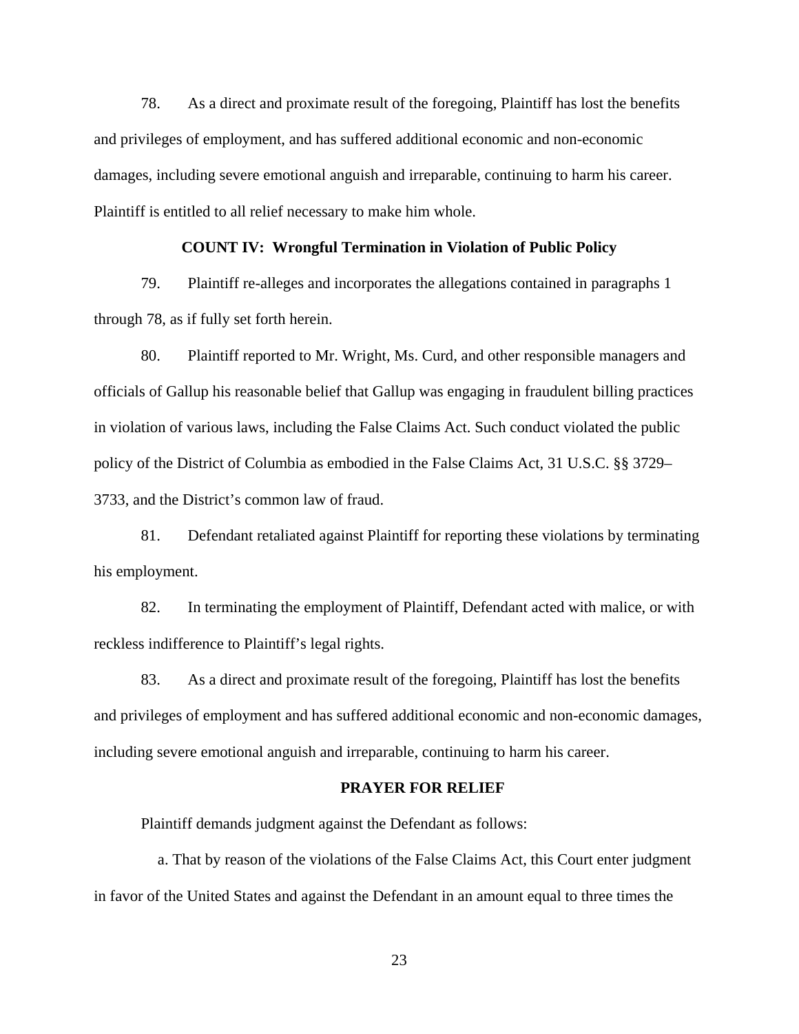78. As a direct and proximate result of the foregoing, Plaintiff has lost the benefits and privileges of employment, and has suffered additional economic and non-economic damages, including severe emotional anguish and irreparable, continuing to harm his career. Plaintiff is entitled to all relief necessary to make him whole.

### COUNT IV: Wrongful Termination in Violation of Public Policy

79. Plaintiff re-alleges and incorporates the allegations contained in paragraphs 1 through 78, as if fully set forth herein.

80. Plaintiff reported to Mr. Wright, Ms. Curd, and other responsible managers and officials of Gallup his reasonable belief that Gallup was engaging in fraudulent billing practices in violation of various laws, including the False Claims Act. Such conduct violated the public policy of the District of Columbia as embodied in the False Claims Act, 31 U.S.C. §§ 3729–3733, and the District's common law of fraud.

81. Defendant retaliated against Plaintiff for reporting these violations by terminating his employment.

82. In terminating the employment of Plaintiff, Defendant acted with malice, or with reckless indifference to Plaintiff's legal rights.

83. As a direct and proximate result of the foregoing, Plaintiff has lost the benefits and privileges of employment and has suffered additional economic and non-economic damages, including severe emotional anguish and irreparable, continuing to harm his career.

### PRAYER FOR RELIEF

Plaintiff demands judgment against the Defendant as follows:

a. That by reason of the violations of the False Claims Act, this Court enter judgment in favor of the United States and against the Defendant in an amount equal to three times the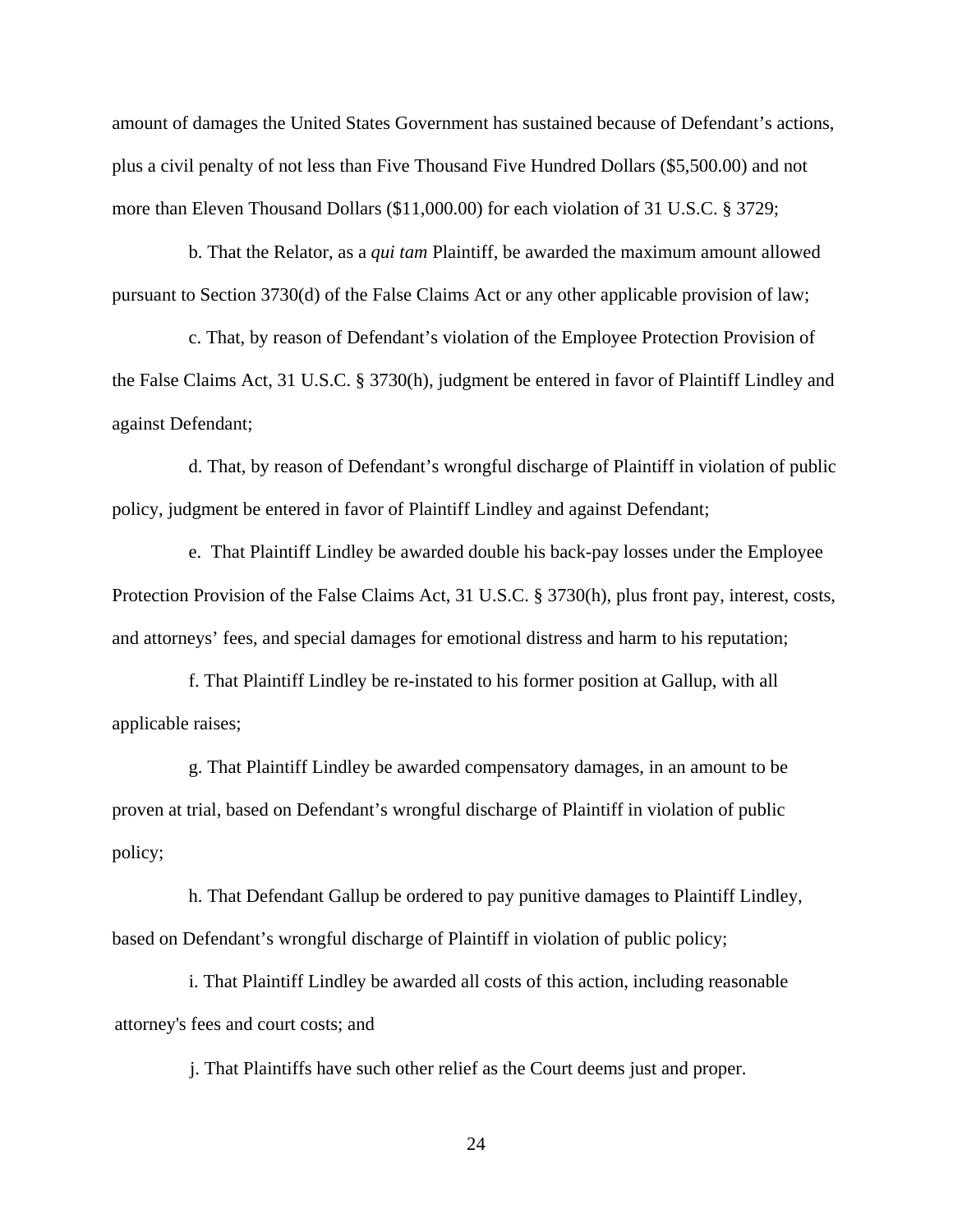amount of damages the United States Government has sustained because of Defendant's actions, plus a civil penalty of not less than Five Thousand Five Hundred Dollars ($5,500.00) and not more than Eleven Thousand Dollars ($11,000.00) for each violation of 31 U.S.C. § 3729;

b. That the Relator, as a *qui tam* Plaintiff, be awarded the maximum amount allowed pursuant to Section 3730(d) of the False Claims Act or any other applicable provision of law;

c. That, by reason of Defendant's violation of the Employee Protection Provision of the False Claims Act, 31 U.S.C. § 3730(h), judgment be entered in favor of Plaintiff Lindley and against Defendant;

d. That, by reason of Defendant's wrongful discharge of Plaintiff in violation of public policy, judgment be entered in favor of Plaintiff Lindley and against Defendant;

e. That Plaintiff Lindley be awarded double his back-pay losses under the Employee Protection Provision of the False Claims Act, 31 U.S.C. § 3730(h), plus front pay, interest, costs, and attorneys' fees, and special damages for emotional distress and harm to his reputation;

f. That Plaintiff Lindley be re-instated to his former position at Gallup, with all applicable raises;

g. That Plaintiff Lindley be awarded compensatory damages, in an amount to be proven at trial, based on Defendant's wrongful discharge of Plaintiff in violation of public policy;

h. That Defendant Gallup be ordered to pay punitive damages to Plaintiff Lindley, based on Defendant's wrongful discharge of Plaintiff in violation of public policy;

i. That Plaintiff Lindley be awarded all costs of this action, including reasonable attorney's fees and court costs; and

j. That Plaintiffs have such other relief as the Court deems just and proper.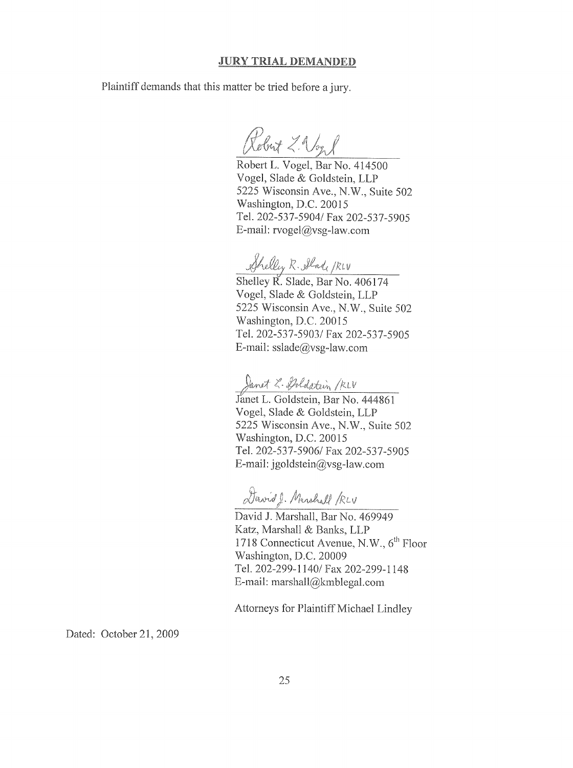## JURY TRIAL DEMANDED

Plaintiff demands that this matter be tried before a jury.

Robert L. Vogel

Robert L. Vogel, Bar No. 414500
Vogel, Slade & Goldstein, LLP
5225 Wisconsin Ave., N.W., Suite 502
Washington, D.C. 20015
Tel. 202-537-5904/ Fax 202-537-5905
E-mail: rvogel@vsg-law.com

Shelley R. Slade /RLV

Shelley R. Slade, Bar No. 406174
Vogel, Slade & Goldstein, LLP
5225 Wisconsin Ave., N.W., Suite 502
Washington, D.C. 20015
Tel. 202-537-5903/ Fax 202-537-5905
E-mail: sslade@vsg-law.com

Janet L. Goldstein /RLV

Janet L. Goldstein, Bar No. 444861
Vogel, Slade & Goldstein, LLP
5225 Wisconsin Ave., N.W., Suite 502
Washington, D.C. 20015
Tel. 202-537-5906/ Fax 202-537-5905
E-mail: jgoldstein@vsg-law.com

David J. Marshall /RLV

David J. Marshall, Bar No. 469949
Katz, Marshall & Banks, LLP
1718 Connecticut Avenue, N.W., 6th Floor
Washington, D.C. 20009
Tel. 202-299-1140/ Fax 202-299-1148
E-mail: marshall@kmblegal.com

Attorneys for Plaintiff Michael Lindley

Dated: October 21, 2009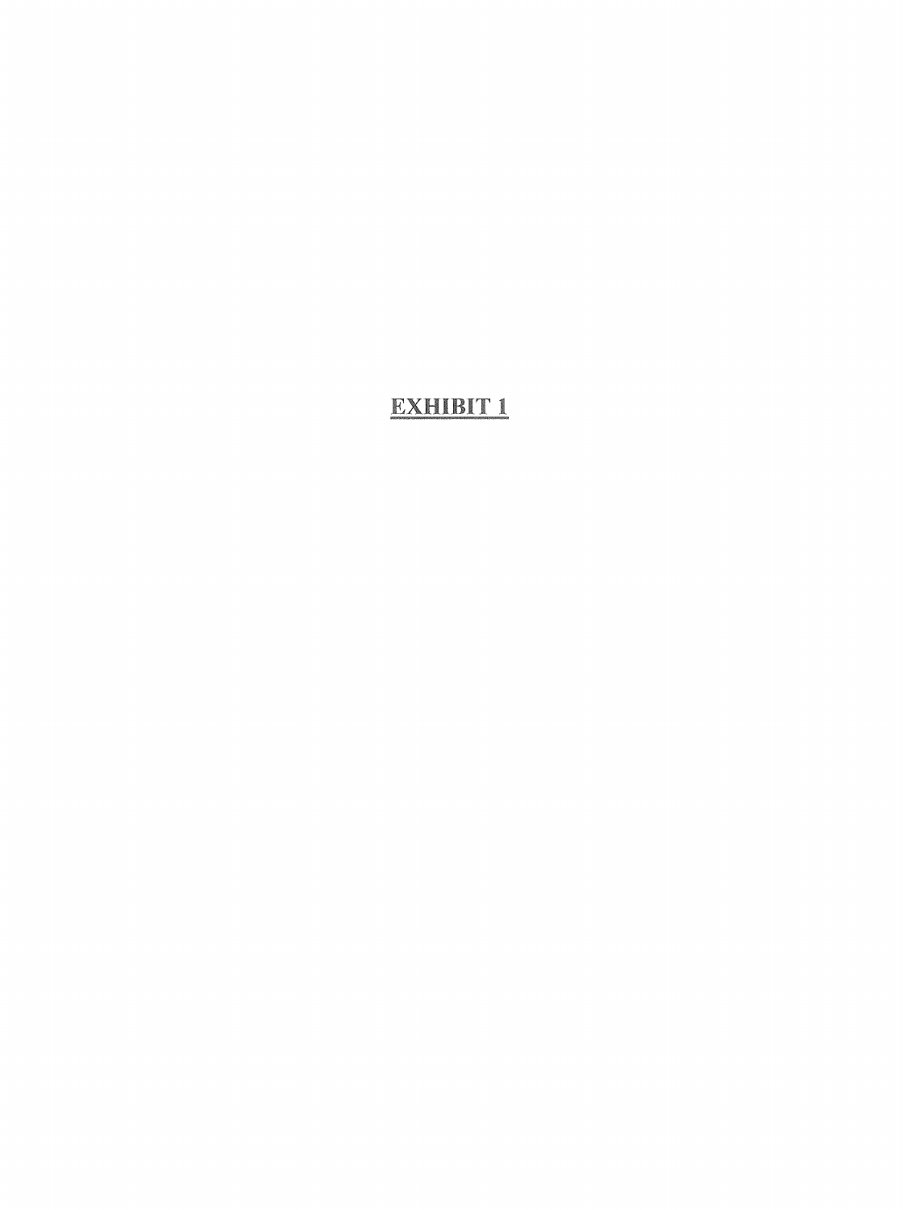**EXHIBIT 1**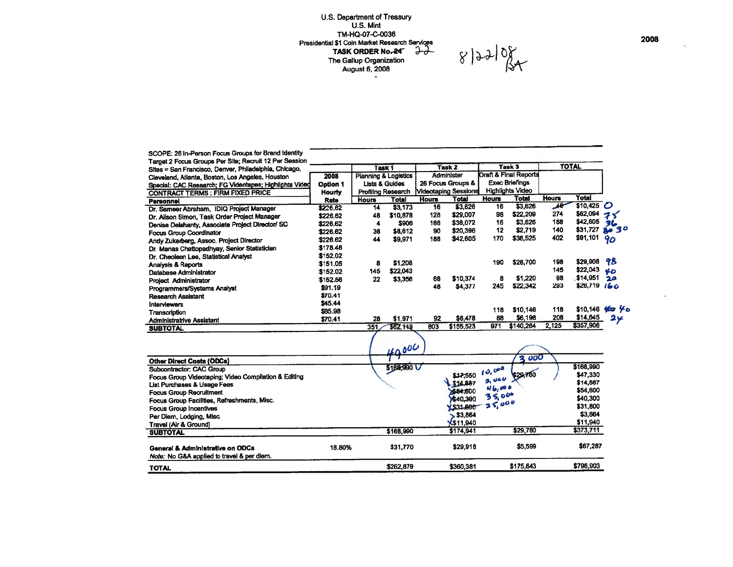U.S. Department of Treasury
U.S. Mint
TM-HQ-07-C-0036
Presidential $1 Coin Market Research Services
**TASK ORDER No. ~~24~~ 22**
The Gallup Organization
August 6, 2008

8/22/08 BA

2008

| SCOPE: 26 In-Person Focus Groups for Brand Identity; Target 2 Focus Groups Per Site; Recruit 12 Per Session; Sites = San Francisco, Denver, Philadelphia, Chicago, Cleveland, Atlanta, Boston, Los Angeles, Houston; Special: CAC Research; FG Videotapes; Highlights Video; CONTRACT TERMS : FIRM FIXED PRICE | 2008 Option 1 Hourly | Task 1 Planning & Logistics Lists & Guides Profiling Research | | Task 2 Administer 26 Focus Groups & Videotaping Sessions | | Task 3 Draft & Final Reports Exec Briefings Highlights Video | | TOTAL | | |
|---|---|---|---|---|---|---|---|---|---|---|
| **Personnel** | **Rate** | **Hours** | **Total** | **Hours** | **Total** | **Hours** | **Total** | **Hours** | **Total** | |
| Dr. Sameer Abraham, IDIQ Project Manager | $226.62 | 14 | $3,173 | 16 | $3,626 | 16 | $3,626 | ~~46~~ | $10,425 | 0 |
| Dr. Alison Simon, Task Order Project Manager | $226.62 | 48 | $10,878 | 128 | $29,007 | 98 | $22,209 | 274 | $62,094 | 75 |
| Denise Delahanty, Associate Project Director/ SC | $226.62 | 4 | $906 | 168 | $38,072 | 16 | $3,626 | 188 | $42,605 | 36 |
| Focus Group Coordinator | $226.62 | 38 | $8,612 | 90 | $20,396 | 12 | $2,719 | 140 | $31,727 | ~~80~~ 30 |
| Andy Zukerberg, Assoc. Project Director | $226.62 | 44 | $9,971 | 188 | $42,605 | 170 | $38,525 | 402 | $91,101 | 90 |
| Dr. Manas Chattopadhyay, Senior Statistician | $178.48 | | | | | | | | | |
| Dr. Cheoleon Lee, Statistical Analyst | $152.02 | | | | | | | | | |
| Analysis & Reports | $151.05 | 8 | $1,208 | | | 190 | $28,700 | 198 | $29,908 | 98 |
| Database Administrator | $152.02 | 145 | $22,043 | | | | | 145 | $22,043 | 40 |
| Project Administrator | $152.56 | 22 | $3,356 | 68 | $10,374 | 8 | $1,220 | 98 | $14,951 | 20 |
| Programmers/Systems Analyst | $91.19 | | | 48 | $4,377 | 245 | $22,342 | 293 | $26,719 | 160 |
| Research Assistant | $70.41 | | | | | | | | | |
| Interviewers | $45.44 | | | | | | | | | |
| Transcription | $85.98 | | | | | 118 | $10,146 | 118 | $10,146 | ~~40~~ 40 |
| Administrative Assistant | $70.41 | 28 | $1,971 | 92 | $6,478 | 88 | $6,196 | 208 | $14,645 | 24 |
| **SUBTOTAL** | | 351 | ~~$62,119~~ | 803 | $155,523 | 971 | $140,264 | 2,125 | $357,906 | |
| | | | 40,000 | | | | 3,000 | | | |
| **Other Direct Costs (ODCs)** | | | | | | | | | | |
| Subcontractor: CAC Group | | | ~~$168,990~~ ✓ | | | | | | $168,990 | |
| Focus Group Videotaping; Video Compilation & Editing | | | | | ~~$47,550~~ 10,000 | | ~~$29,780~~ | | $47,330 | |
| List Purchases & Usage Fees | | | | | ~~$14,887~~ 2,000 | | | | $14,867 | |
| Focus Group Recruitment | | | | | ~~$54,600~~ 46,000 | | | | $54,600 | |
| Focus Group Facilities, Refreshments, Misc. | | | | | ~~$40,380~~ 35,000 | | | | $40,300 | |
| Focus Group Incentives | | | | | ~~$31,800~~ 25,000 | | | | $31,800 | |
| Per Diem, Lodging, Misc. | | | | | $3,864 | | | | $3,864 | |
| Travel (Air & Ground) | | | | | ~~$11,940~~ | | | | $11,940 | |
| **SUBTOTAL** | | | $168,990 | | $174,941 | | $29,780 | | $373,711 | |
| **General & Administrative on ODCs** | 18.80% | | $31,770 | | $29,918 | | $5,599 | | $67,287 | |
| *Note:* No G&A applied to travel & per diem. | | | | | | | | | | |
| **TOTAL** | | | $262,879 | | $360,381 | | $175,643 | | $798,903 | |